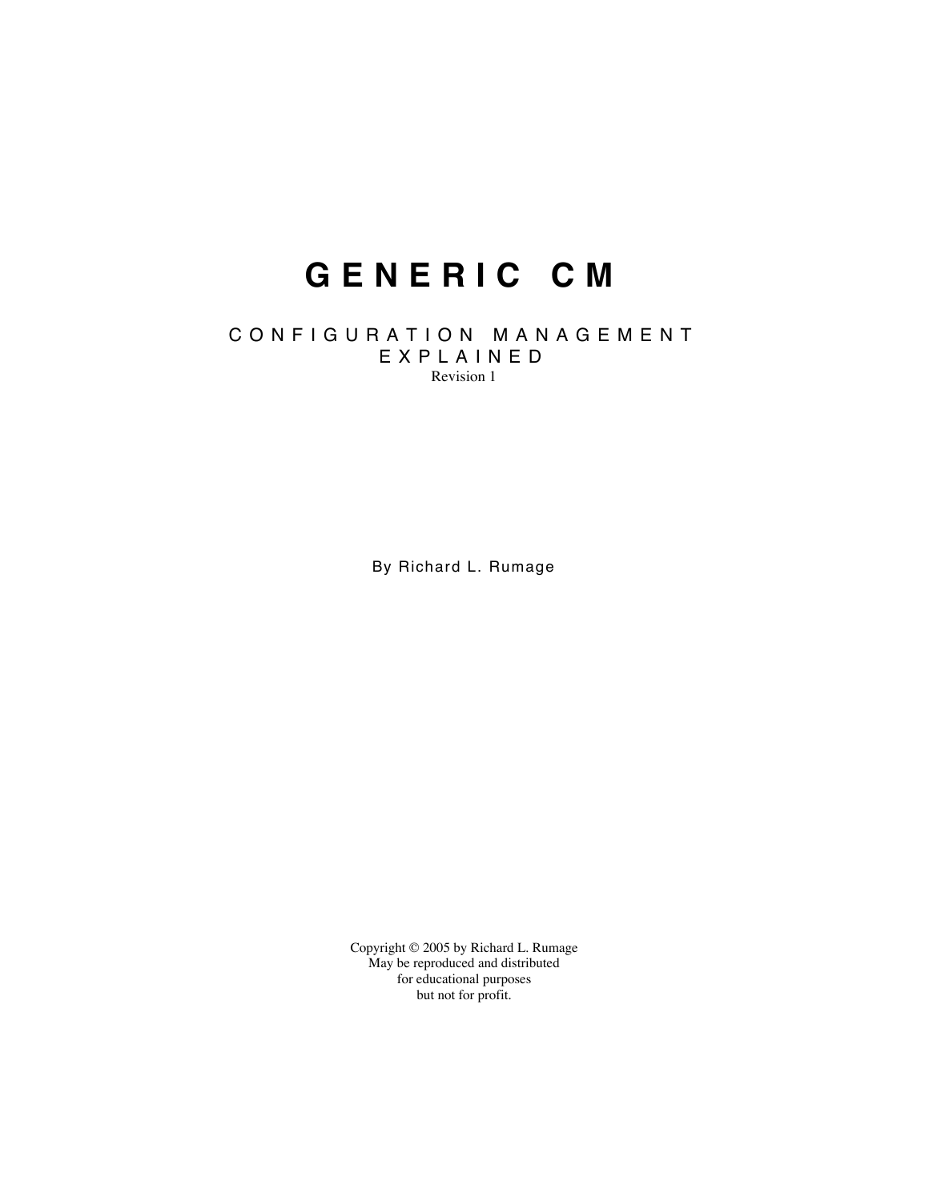# GENERIC CM

## CONFIGURATION MANAGEMENT EXPLAINED

Revision 1

By Richard L. Rumage

Copyright © 2005 by Richard L. Rumage
May be reproduced and distributed
for educational purposes
but not for profit.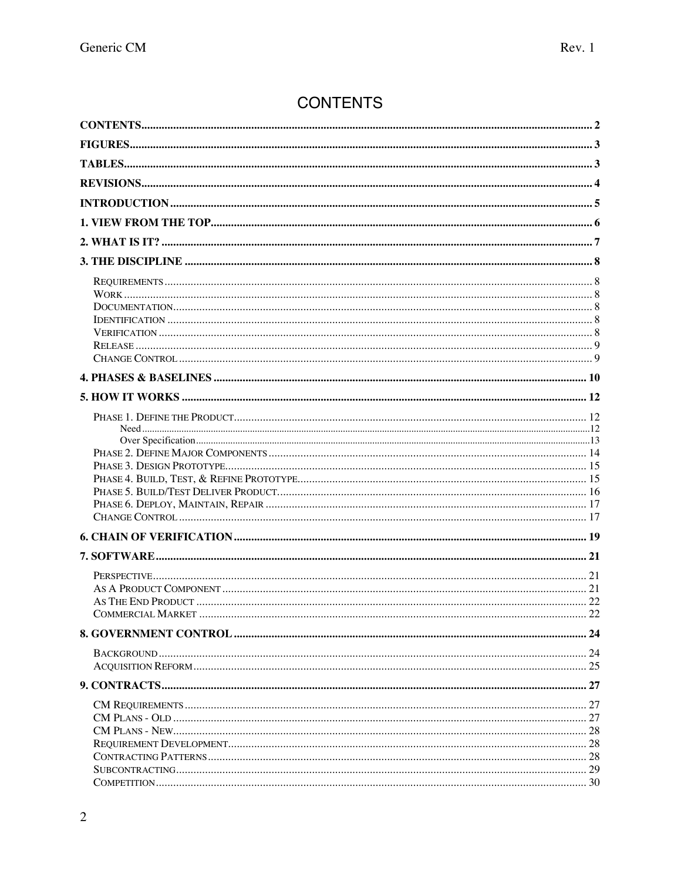# CONTENTS

**CONTENTS** .......... 2

**FIGURES** .......... 3

**TABLES** .......... 3

**REVISIONS** .......... 4

**INTRODUCTION** .......... 5

**1. VIEW FROM THE TOP** .......... 6

**2. WHAT IS IT?** .......... 7

**3. THE DISCIPLINE** .......... 8

- Requirements .......... 8
- Work .......... 8
- Documentation .......... 8
- Identification .......... 8
- Verification .......... 8
- Release .......... 9
- Change Control .......... 9

**4. PHASES & BASELINES** .......... 10

**5. HOW IT WORKS** .......... 12

- Phase 1. Define the Product .......... 12
  - Need .......... 12
  - Over Specification .......... 13
- Phase 2. Define Major Components .......... 14
- Phase 3. Design Prototype .......... 15
- Phase 4. Build, Test, & Refine Prototype .......... 15
- Phase 5. Build/Test Deliver Product .......... 16
- Phase 6. Deploy, Maintain, Repair .......... 17
- Change Control .......... 17

**6. CHAIN OF VERIFICATION** .......... 19

**7. SOFTWARE** .......... 21

- Perspective .......... 21
- As A Product Component .......... 21
- As The End Product .......... 22
- Commercial Market .......... 22

**8. GOVERNMENT CONTROL** .......... 24

- Background .......... 24
- Acquisition Reform .......... 25

**9. CONTRACTS** .......... 27

- CM Requirements .......... 27
- CM Plans - Old .......... 27
- CM Plans - New .......... 28
- Requirement Development .......... 28
- Contracting Patterns .......... 28
- Subcontracting .......... 29
- Competition .......... 30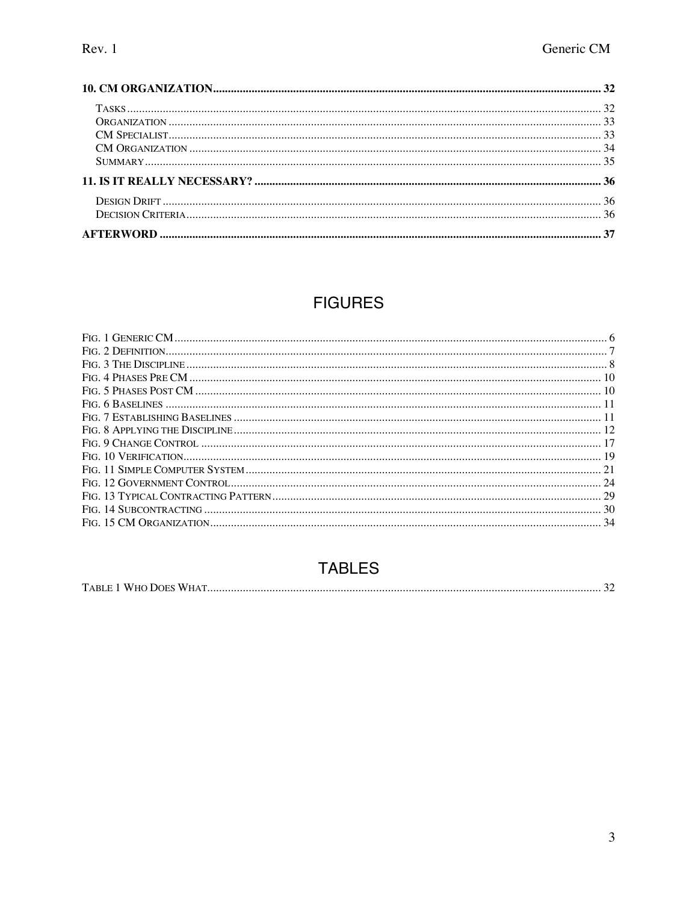**10. CM ORGANIZATION** .......... **32**

- TASKS .......... 32
- ORGANIZATION .......... 33
- CM SPECIALIST .......... 33
- CM ORGANIZATION .......... 34
- SUMMARY .......... 35

**11. IS IT REALLY NECESSARY?** .......... **36**

- DESIGN DRIFT .......... 36
- DECISION CRITERIA .......... 36

**AFTERWORD** .......... **37**

# FIGURES

- FIG. 1 GENERIC CM .......... 6
- FIG. 2 DEFINITION .......... 7
- FIG. 3 THE DISCIPLINE .......... 8
- FIG. 4 PHASES PRE CM .......... 10
- FIG. 5 PHASES POST CM .......... 10
- FIG. 6 BASELINES .......... 11
- FIG. 7 ESTABLISHING BASELINES .......... 11
- FIG. 8 APPLYING THE DISCIPLINE .......... 12
- FIG. 9 CHANGE CONTROL .......... 17
- FIG. 10 VERIFICATION .......... 19
- FIG. 11 SIMPLE COMPUTER SYSTEM .......... 21
- FIG. 12 GOVERNMENT CONTROL .......... 24
- FIG. 13 TYPICAL CONTRACTING PATTERN .......... 29
- FIG. 14 SUBCONTRACTING .......... 30
- FIG. 15 CM ORGANIZATION .......... 34

# TABLES

- TABLE 1 WHO DOES WHAT .......... 32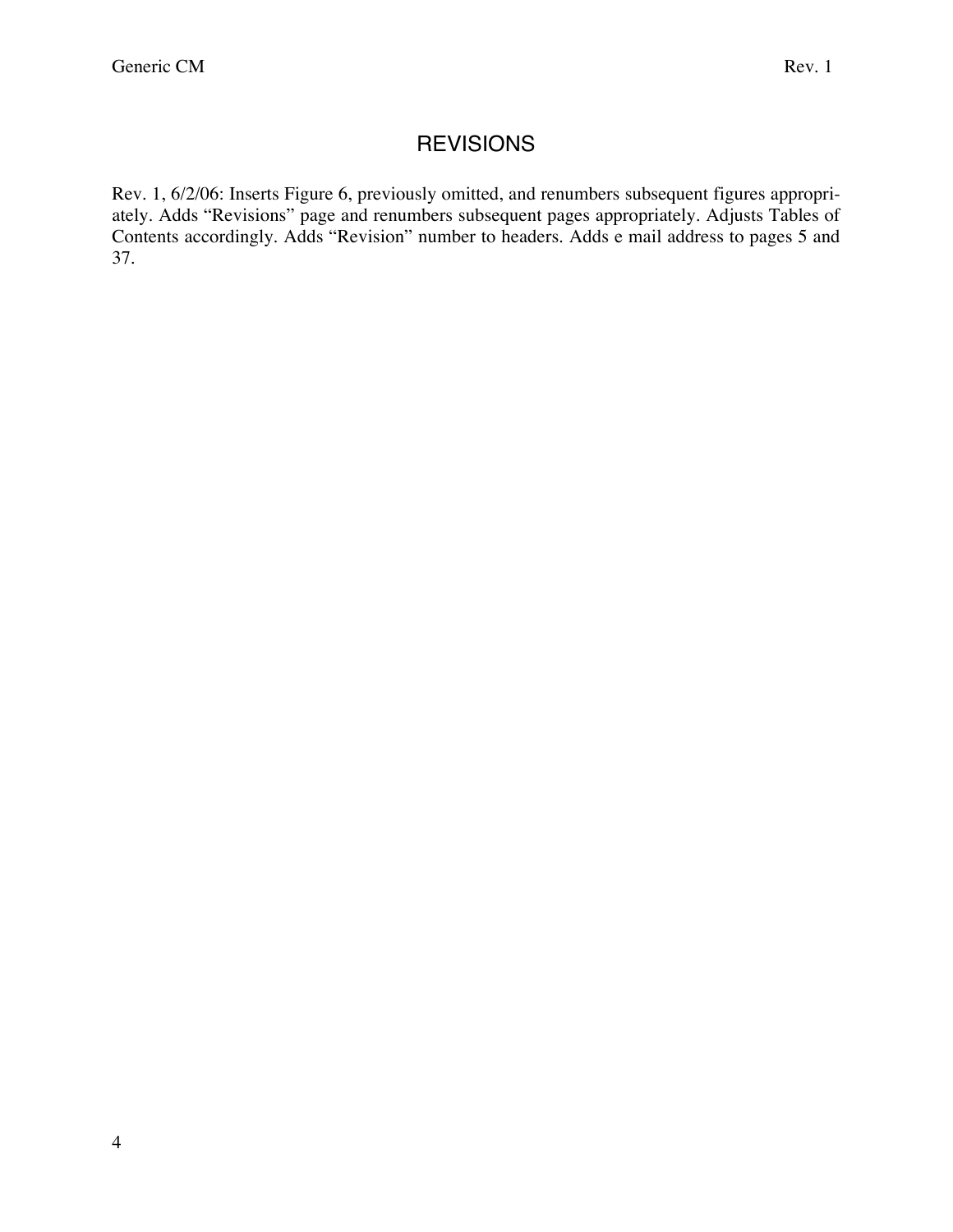# REVISIONS

Rev. 1, 6/2/06: Inserts Figure 6, previously omitted, and renumbers subsequent figures appropriately. Adds "Revisions" page and renumbers subsequent pages appropriately. Adjusts Tables of Contents accordingly. Adds "Revision" number to headers. Adds e mail address to pages 5 and 37.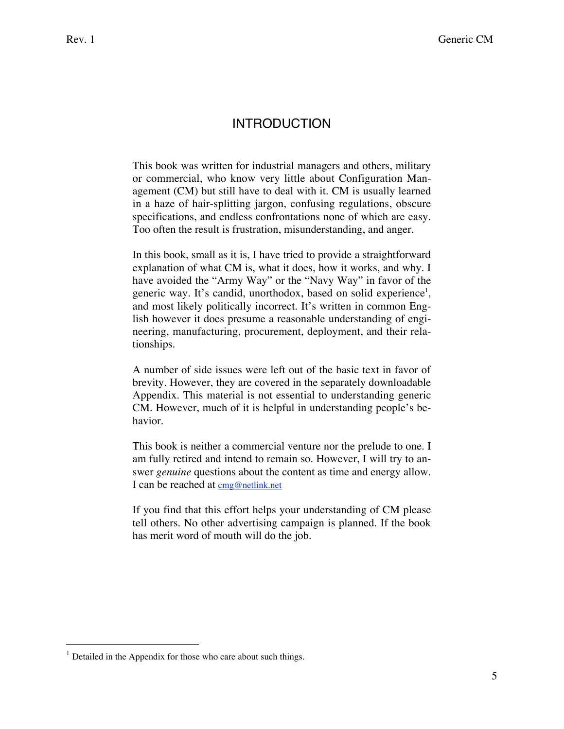# INTRODUCTION

This book was written for industrial managers and others, military or commercial, who know very little about Configuration Management (CM) but still have to deal with it. CM is usually learned in a haze of hair-splitting jargon, confusing regulations, obscure specifications, and endless confrontations none of which are easy. Too often the result is frustration, misunderstanding, and anger.

In this book, small as it is, I have tried to provide a straightforward explanation of what CM is, what it does, how it works, and why. I have avoided the "Army Way" or the "Navy Way" in favor of the generic way. It's candid, unorthodox, based on solid experience[1], and most likely politically incorrect. It's written in common English however it does presume a reasonable understanding of engineering, manufacturing, procurement, deployment, and their relationships.

A number of side issues were left out of the basic text in favor of brevity. However, they are covered in the separately downloadable Appendix. This material is not essential to understanding generic CM. However, much of it is helpful in understanding people's behavior.

This book is neither a commercial venture nor the prelude to one. I am fully retired and intend to remain so. However, I will try to answer *genuine* questions about the content as time and energy allow. I can be reached at cmg@netlink.net

If you find that this effort helps your understanding of CM please tell others. No other advertising campaign is planned. If the book has merit word of mouth will do the job.

[1] Detailed in the Appendix for those who care about such things.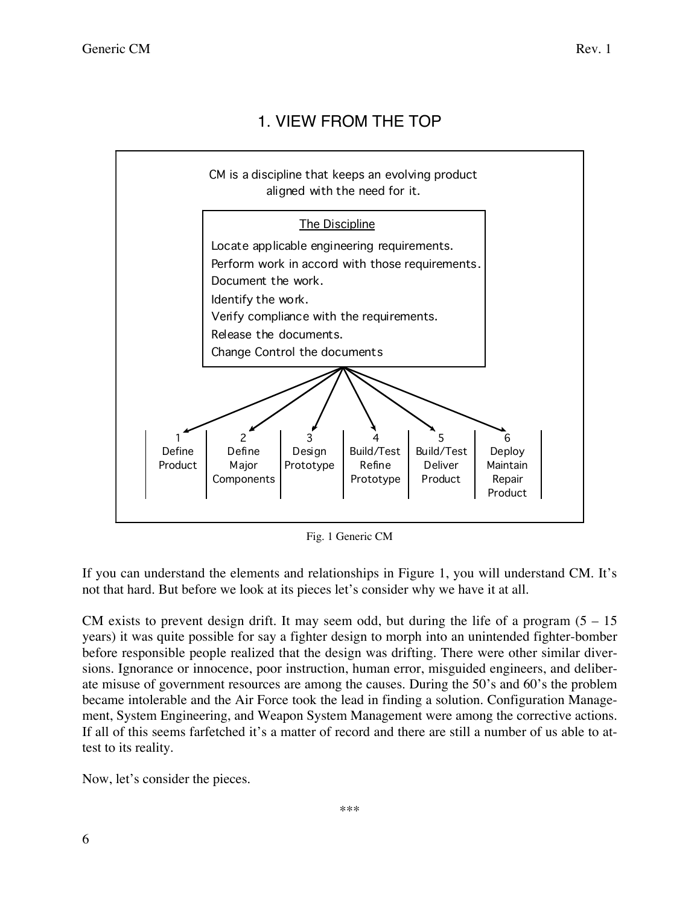# 1. VIEW FROM THE TOP

CM is a discipline that keeps an evolving product aligned with the need for it.

The Discipline

- Locate applicable engineering requirements.
- Perform work in accord with those requirements.
- Document the work.
- Identify the work.
- Verify compliance with the requirements.
- Release the documents.
- Change Control the documents

| 1 | 2 | 3 | 4 | 5 | 6 |
|---|---|---|---|---|---|
| Define Product | Define Major Components | Design Prototype | Build/Test Refine Prototype | Build/Test Deliver Product | Deploy Maintain Repair Product |

Fig. 1 Generic CM

If you can understand the elements and relationships in Figure 1, you will understand CM. It's not that hard. But before we look at its pieces let's consider why we have it at all.

CM exists to prevent design drift. It may seem odd, but during the life of a program (5 – 15 years) it was quite possible for say a fighter design to morph into an unintended fighter-bomber before responsible people realized that the design was drifting. There were other similar diversions. Ignorance or innocence, poor instruction, human error, misguided engineers, and deliberate misuse of government resources are among the causes. During the 50's and 60's the problem became intolerable and the Air Force took the lead in finding a solution. Configuration Management, System Engineering, and Weapon System Management were among the corrective actions. If all of this seems farfetched it's a matter of record and there are still a number of us able to attest to its reality.

Now, let's consider the pieces.

***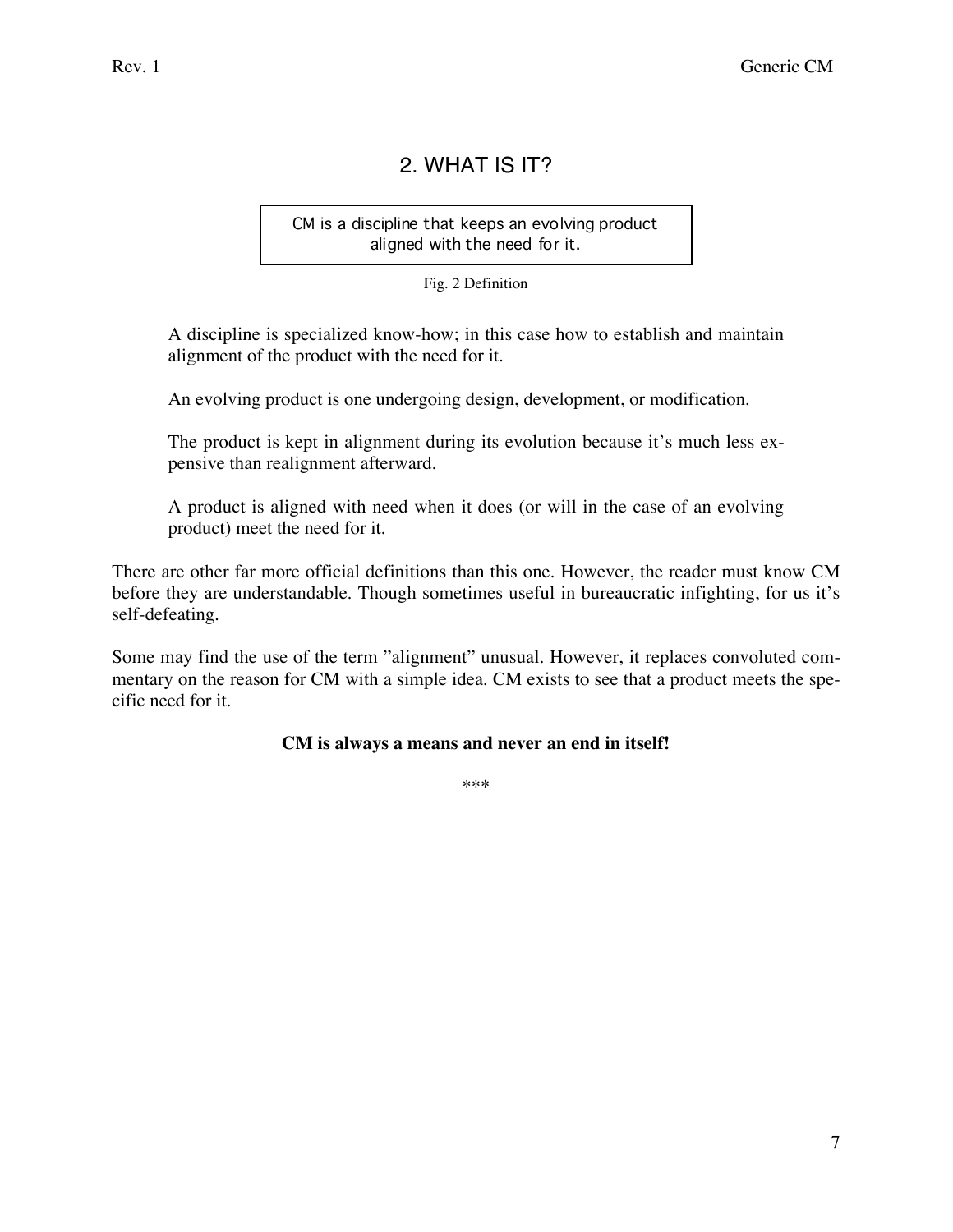# 2. WHAT IS IT?

> CM is a discipline that keeps an evolving product aligned with the need for it.

Fig. 2 Definition

> A discipline is specialized know-how; in this case how to establish and maintain alignment of the product with the need for it.
>
> An evolving product is one undergoing design, development, or modification.
>
> The product is kept in alignment during its evolution because it's much less expensive than realignment afterward.
>
> A product is aligned with need when it does (or will in the case of an evolving product) meet the need for it.

There are other far more official definitions than this one. However, the reader must know CM before they are understandable. Though sometimes useful in bureaucratic infighting, for us it's self-defeating.

Some may find the use of the term "alignment" unusual. However, it replaces convoluted commentary on the reason for CM with a simple idea. CM exists to see that a product meets the specific need for it.

**CM is always a means and never an end in itself!**

***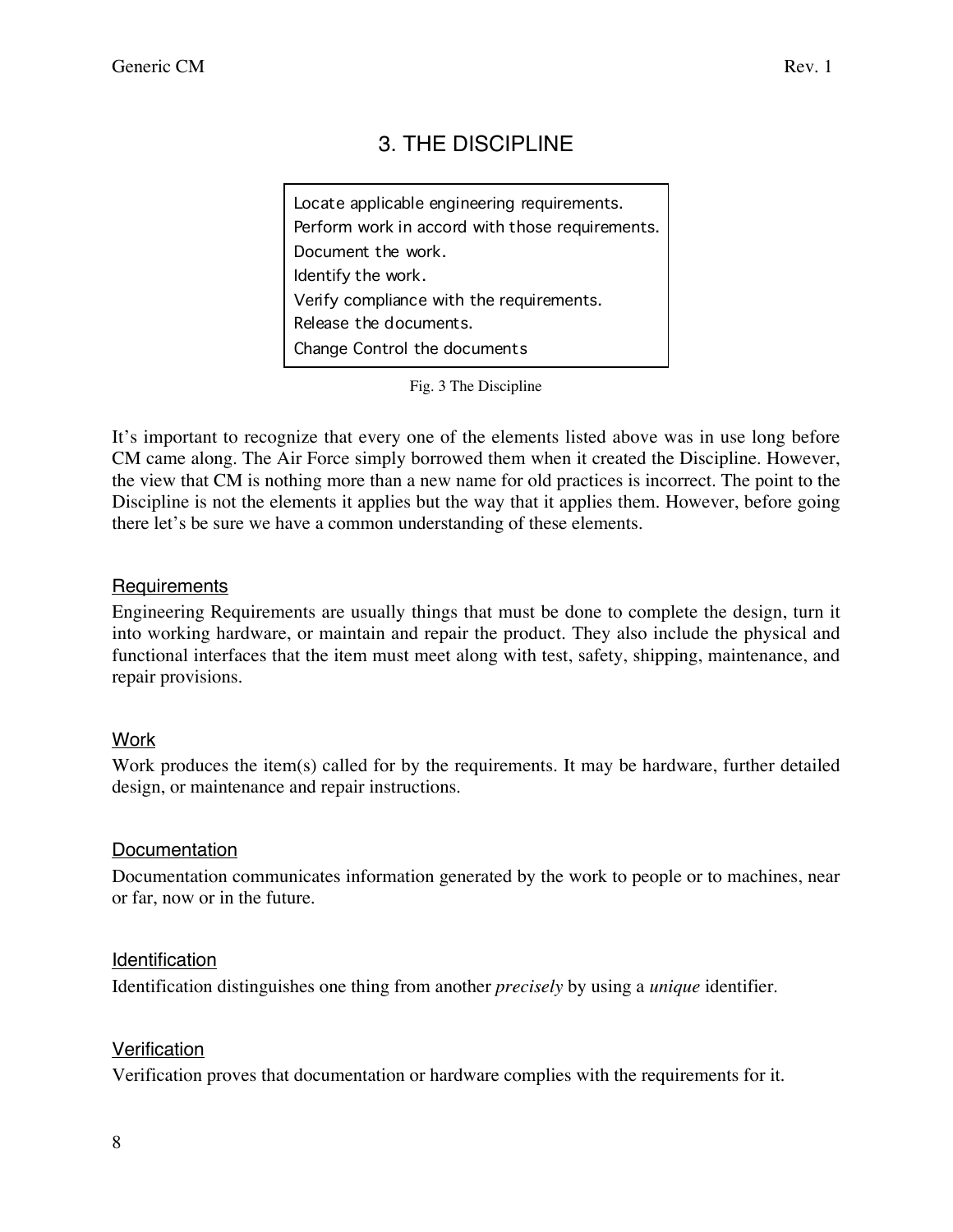# 3. THE DISCIPLINE

| |
|---|
| Locate applicable engineering requirements. |
| Perform work in accord with those requirements. |
| Document the work. |
| Identify the work. |
| Verify compliance with the requirements. |
| Release the documents. |
| Change Control the documents |

Fig. 3 The Discipline

It's important to recognize that every one of the elements listed above was in use long before CM came along. The Air Force simply borrowed them when it created the Discipline. However, the view that CM is nothing more than a new name for old practices is incorrect. The point to the Discipline is not the elements it applies but the way that it applies them. However, before going there let's be sure we have a common understanding of these elements.

### Requirements

Engineering Requirements are usually things that must be done to complete the design, turn it into working hardware, or maintain and repair the product. They also include the physical and functional interfaces that the item must meet along with test, safety, shipping, maintenance, and repair provisions.

### Work

Work produces the item(s) called for by the requirements. It may be hardware, further detailed design, or maintenance and repair instructions.

### Documentation

Documentation communicates information generated by the work to people or to machines, near or far, now or in the future.

### Identification

Identification distinguishes one thing from another *precisely* by using a *unique* identifier.

### Verification

Verification proves that documentation or hardware complies with the requirements for it.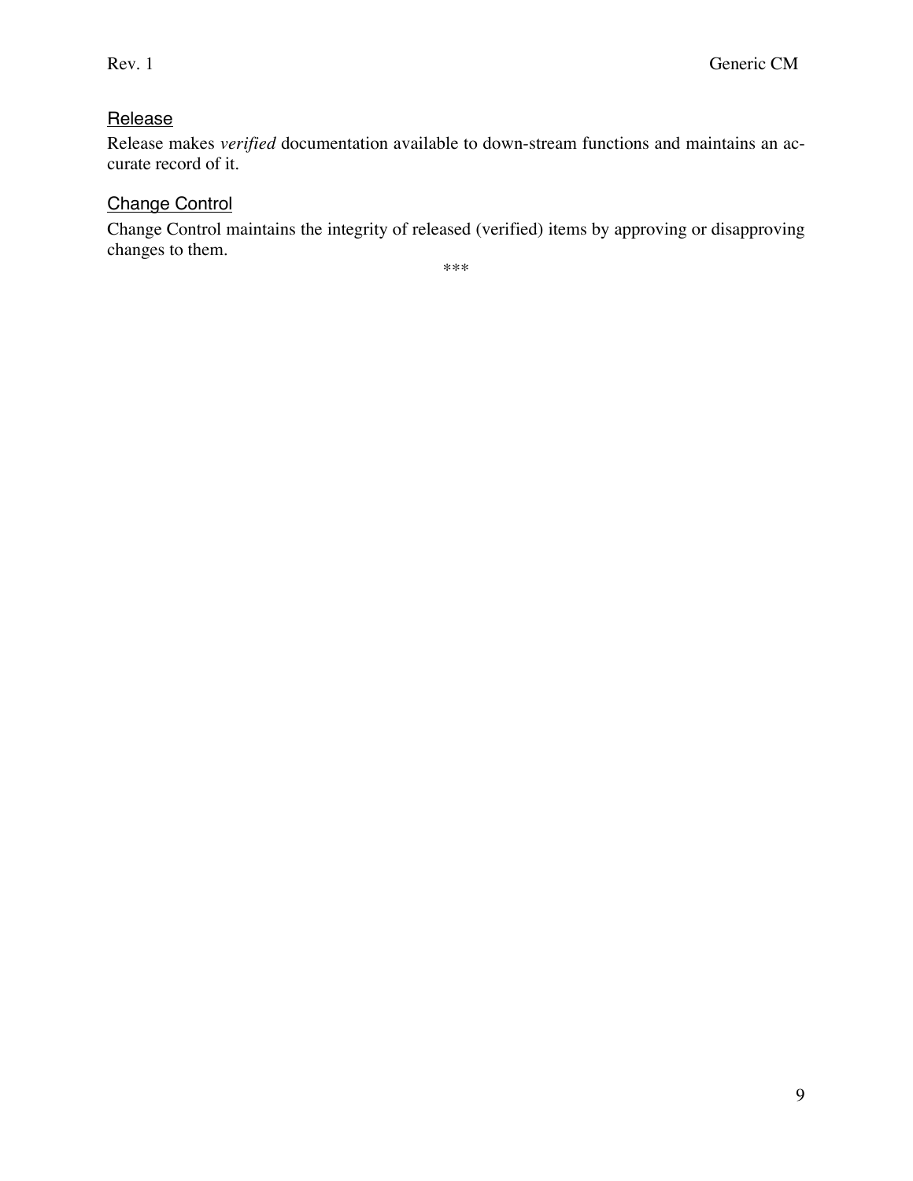### Release

Release makes *verified* documentation available to down-stream functions and maintains an accurate record of it.

### Change Control

Change Control maintains the integrity of released (verified) items by approving or disapproving changes to them.

***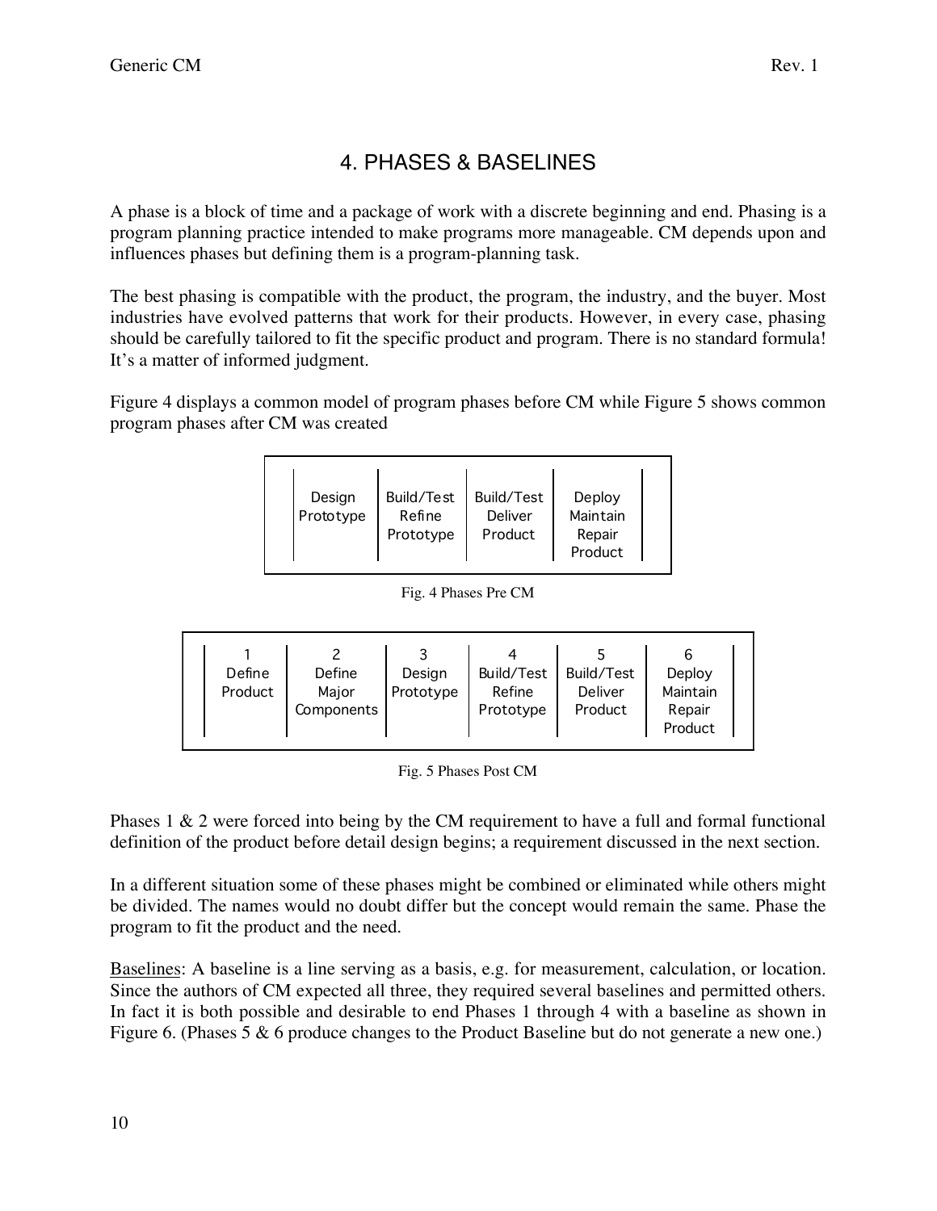# 4. PHASES & BASELINES

A phase is a block of time and a package of work with a discrete beginning and end. Phasing is a program planning practice intended to make programs more manageable. CM depends upon and influences phases but defining them is a program-planning task.

The best phasing is compatible with the product, the program, the industry, and the buyer. Most industries have evolved patterns that work for their products. However, in every case, phasing should be carefully tailored to fit the specific product and program. There is no standard formula! It's a matter of informed judgment.

Figure 4 displays a common model of program phases before CM while Figure 5 shows common program phases after CM was created

| Design Prototype | Build/Test Refine Prototype | Build/Test Deliver Product | Deploy Maintain Repair Product |
|---|---|---|---|

Fig. 4 Phases Pre CM

| 1 | 2 | 3 | 4 | 5 | 6 |
|---|---|---|---|---|---|
| Define Product | Define Major Components | Design Prototype | Build/Test Refine Prototype | Build/Test Deliver Product | Deploy Maintain Repair Product |

Fig. 5 Phases Post CM

Phases 1 & 2 were forced into being by the CM requirement to have a full and formal functional definition of the product before detail design begins; a requirement discussed in the next section.

In a different situation some of these phases might be combined or eliminated while others might be divided. The names would no doubt differ but the concept would remain the same. Phase the program to fit the product and the need.

<u>Baselines</u>: A baseline is a line serving as a basis, e.g. for measurement, calculation, or location. Since the authors of CM expected all three, they required several baselines and permitted others. In fact it is both possible and desirable to end Phases 1 through 4 with a baseline as shown in Figure 6. (Phases 5 & 6 produce changes to the Product Baseline but do not generate a new one.)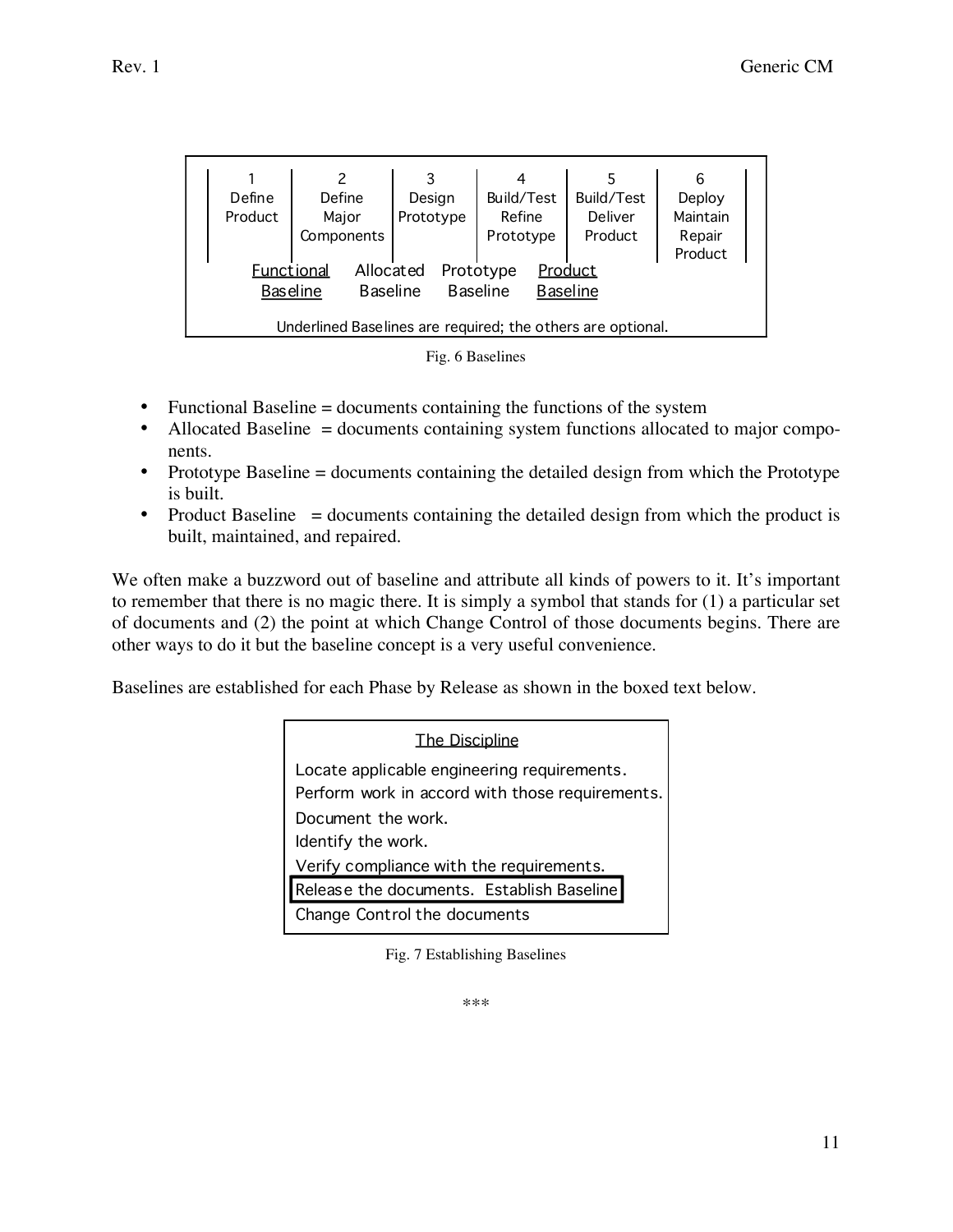| 1 | 2 | 3 | 4 | 5 | 6 |
| --- | --- | --- | --- | --- | --- |
| Define Product | Define Major Components | Design Prototype | Build/Test Refine Prototype | Build/Test Deliver Product | Deploy Maintain Repair Product |

Functional Baseline | Allocated Baseline | Prototype Baseline | Product Baseline

Underlined Baselines are required; the others are optional.

Fig. 6 Baselines

- Functional Baseline = documents containing the functions of the system
- Allocated Baseline = documents containing system functions allocated to major components.
- Prototype Baseline = documents containing the detailed design from which the Prototype is built.
- Product Baseline = documents containing the detailed design from which the product is built, maintained, and repaired.

We often make a buzzword out of baseline and attribute all kinds of powers to it. It's important to remember that there is no magic there. It is simply a symbol that stands for (1) a particular set of documents and (2) the point at which Change Control of those documents begins. There are other ways to do it but the baseline concept is a very useful convenience.

Baselines are established for each Phase by Release as shown in the boxed text below.

The Discipline

Locate applicable engineering requirements.
Perform work in accord with those requirements.
Document the work.
Identify the work.
Verify compliance with the requirements.
**Release the documents. Establish Baseline**
Change Control the documents

Fig. 7 Establishing Baselines

***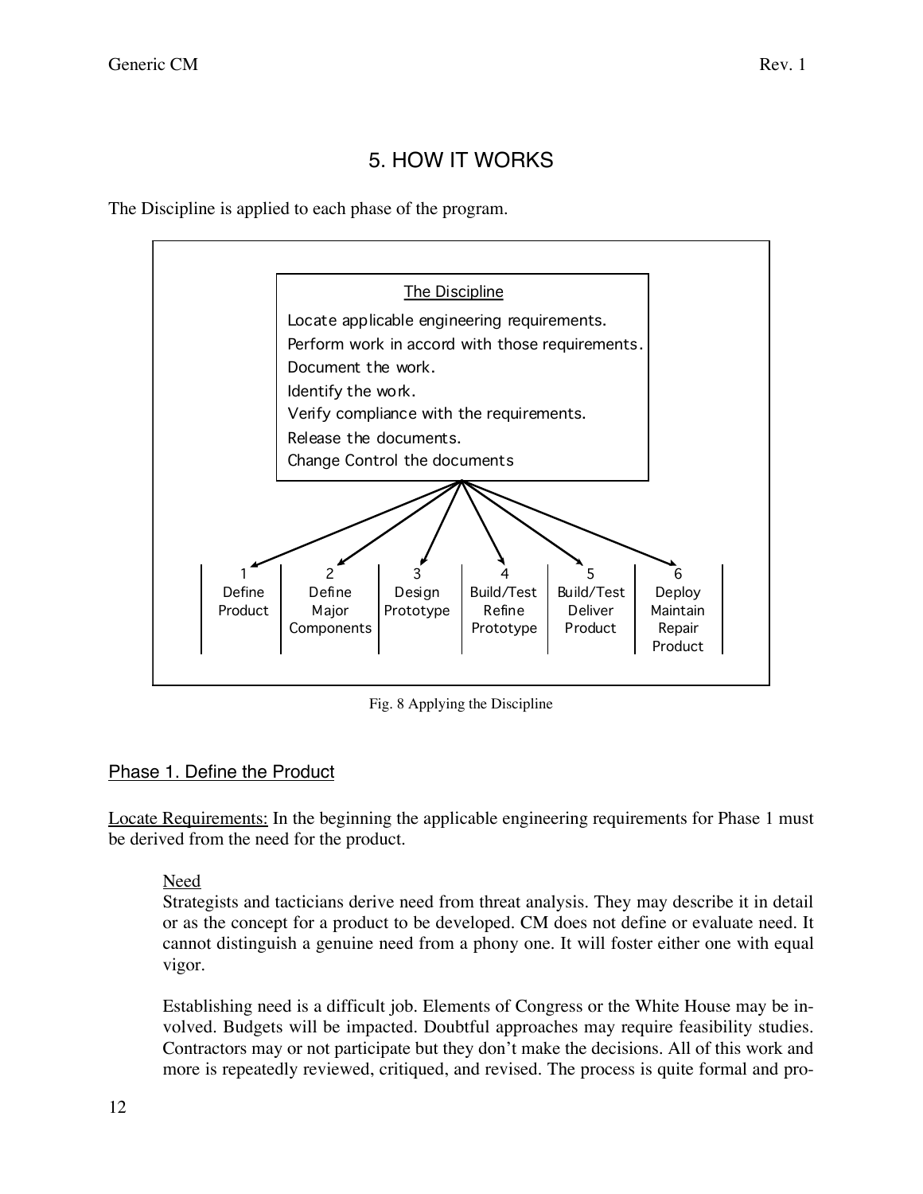# 5. HOW IT WORKS

The Discipline is applied to each phase of the program.

**The Discipline**

- Locate applicable engineering requirements.
- Perform work in accord with those requirements.
- Document the work.
- Identify the work.
- Verify compliance with the requirements.
- Release the documents.
- Change Control the documents

| 1 | 2 | 3 | 4 | 5 | 6 |
|---|---|---|---|---|---|
| Define Product | Define Major Components | Design Prototype | Build/Test Refine Prototype | Build/Test Deliver Product | Deploy Maintain Repair Product |

Fig. 8 Applying the Discipline

## Phase 1. Define the Product

Locate Requirements: In the beginning the applicable engineering requirements for Phase 1 must be derived from the need for the product.

> Need
>
> Strategists and tacticians derive need from threat analysis. They may describe it in detail or as the concept for a product to be developed. CM does not define or evaluate need. It cannot distinguish a genuine need from a phony one. It will foster either one with equal vigor.
>
> Establishing need is a difficult job. Elements of Congress or the White House may be involved. Budgets will be impacted. Doubtful approaches may require feasibility studies. Contractors may or not participate but they don't make the decisions. All of this work and more is repeatedly reviewed, critiqued, and revised. The process is quite formal and pro-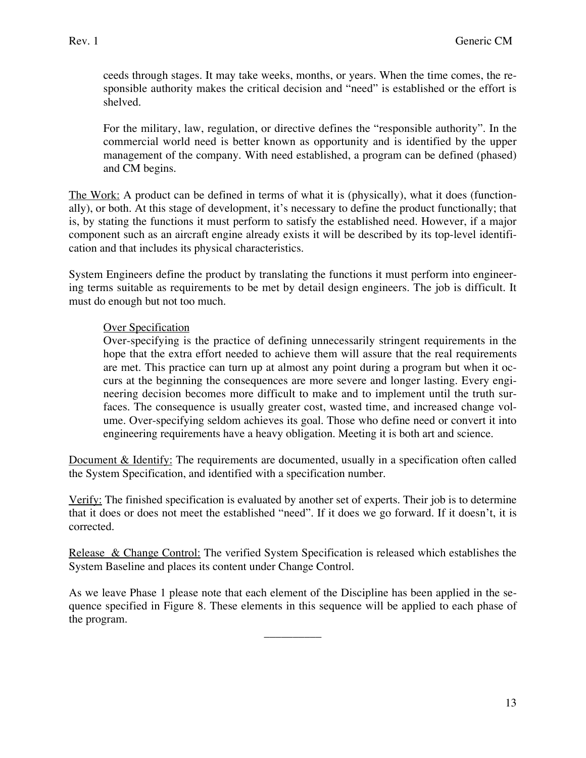ceeds through stages. It may take weeks, months, or years. When the time comes, the responsible authority makes the critical decision and "need" is established or the effort is shelved.

For the military, law, regulation, or directive defines the "responsible authority". In the commercial world need is better known as opportunity and is identified by the upper management of the company. With need established, a program can be defined (phased) and CM begins.

<u>The Work:</u> A product can be defined in terms of what it is (physically), what it does (functionally), or both. At this stage of development, it's necessary to define the product functionally; that is, by stating the functions it must perform to satisfy the established need. However, if a major component such as an aircraft engine already exists it will be described by its top-level identification and that includes its physical characteristics.

System Engineers define the product by translating the functions it must perform into engineering terms suitable as requirements to be met by detail design engineers. The job is difficult. It must do enough but not too much.

<u>Over Specification</u>

Over-specifying is the practice of defining unnecessarily stringent requirements in the hope that the extra effort needed to achieve them will assure that the real requirements are met. This practice can turn up at almost any point during a program but when it occurs at the beginning the consequences are more severe and longer lasting. Every engineering decision becomes more difficult to make and to implement until the truth surfaces. The consequence is usually greater cost, wasted time, and increased change volume. Over-specifying seldom achieves its goal. Those who define need or convert it into engineering requirements have a heavy obligation. Meeting it is both art and science.

<u>Document & Identify:</u> The requirements are documented, usually in a specification often called the System Specification, and identified with a specification number.

<u>Verify:</u> The finished specification is evaluated by another set of experts. Their job is to determine that it does or does not meet the established "need". If it does we go forward. If it doesn't, it is corrected.

<u>Release & Change Control:</u> The verified System Specification is released which establishes the System Baseline and places its content under Change Control.

As we leave Phase 1 please note that each element of the Discipline has been applied in the sequence specified in Figure 8. These elements in this sequence will be applied to each phase of the program.

---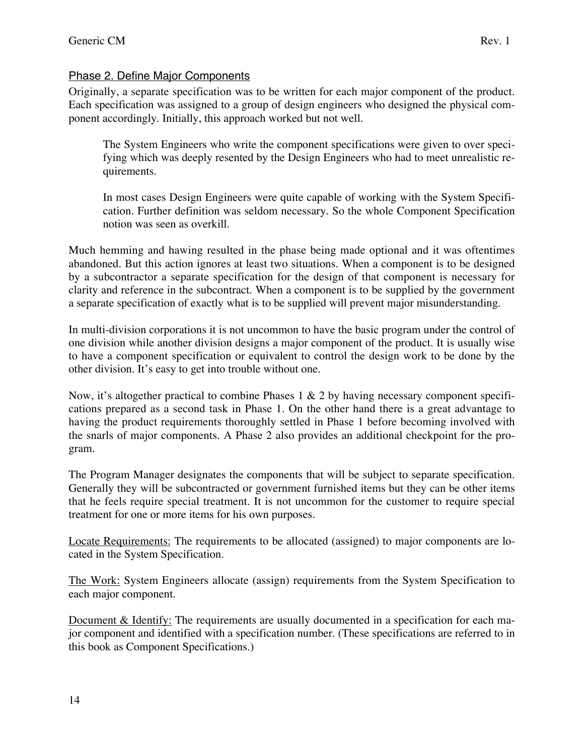## Phase 2. Define Major Components

Originally, a separate specification was to be written for each major component of the product. Each specification was assigned to a group of design engineers who designed the physical component accordingly. Initially, this approach worked but not well.

> The System Engineers who write the component specifications were given to over specifying which was deeply resented by the Design Engineers who had to meet unrealistic requirements.
>
> In most cases Design Engineers were quite capable of working with the System Specification. Further definition was seldom necessary. So the whole Component Specification notion was seen as overkill.

Much hemming and hawing resulted in the phase being made optional and it was oftentimes abandoned. But this action ignores at least two situations. When a component is to be designed by a subcontractor a separate specification for the design of that component is necessary for clarity and reference in the subcontract. When a component is to be supplied by the government a separate specification of exactly what is to be supplied will prevent major misunderstanding.

In multi-division corporations it is not uncommon to have the basic program under the control of one division while another division designs a major component of the product. It is usually wise to have a component specification or equivalent to control the design work to be done by the other division. It's easy to get into trouble without one.

Now, it's altogether practical to combine Phases 1 & 2 by having necessary component specifications prepared as a second task in Phase 1. On the other hand there is a great advantage to having the product requirements thoroughly settled in Phase 1 before becoming involved with the snarls of major components. A Phase 2 also provides an additional checkpoint for the program.

The Program Manager designates the components that will be subject to separate specification. Generally they will be subcontracted or government furnished items but they can be other items that he feels require special treatment. It is not uncommon for the customer to require special treatment for one or more items for his own purposes.

Locate Requirements: The requirements to be allocated (assigned) to major components are located in the System Specification.

The Work: System Engineers allocate (assign) requirements from the System Specification to each major component.

Document & Identify: The requirements are usually documented in a specification for each major component and identified with a specification number. (These specifications are referred to in this book as Component Specifications.)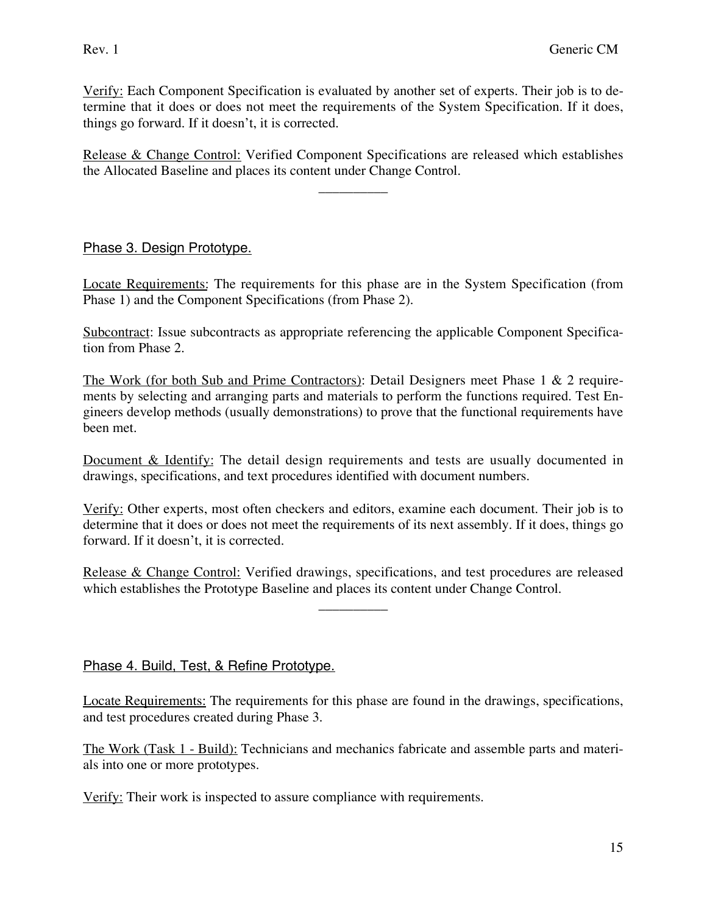Verify: Each Component Specification is evaluated by another set of experts. Their job is to determine that it does or does not meet the requirements of the System Specification. If it does, things go forward. If it doesn't, it is corrected.

Release & Change Control: Verified Component Specifications are released which establishes the Allocated Baseline and places its content under Change Control.

__________

## Phase 3. Design Prototype.

Locate Requirements: The requirements for this phase are in the System Specification (from Phase 1) and the Component Specifications (from Phase 2).

Subcontract: Issue subcontracts as appropriate referencing the applicable Component Specification from Phase 2.

The Work (for both Sub and Prime Contractors): Detail Designers meet Phase 1 & 2 requirements by selecting and arranging parts and materials to perform the functions required. Test Engineers develop methods (usually demonstrations) to prove that the functional requirements have been met.

Document & Identify: The detail design requirements and tests are usually documented in drawings, specifications, and text procedures identified with document numbers.

Verify: Other experts, most often checkers and editors, examine each document. Their job is to determine that it does or does not meet the requirements of its next assembly. If it does, things go forward. If it doesn't, it is corrected.

Release & Change Control: Verified drawings, specifications, and test procedures are released which establishes the Prototype Baseline and places its content under Change Control.

__________

## Phase 4. Build, Test, & Refine Prototype.

Locate Requirements: The requirements for this phase are found in the drawings, specifications, and test procedures created during Phase 3.

The Work (Task 1 - Build): Technicians and mechanics fabricate and assemble parts and materials into one or more prototypes.

Verify: Their work is inspected to assure compliance with requirements.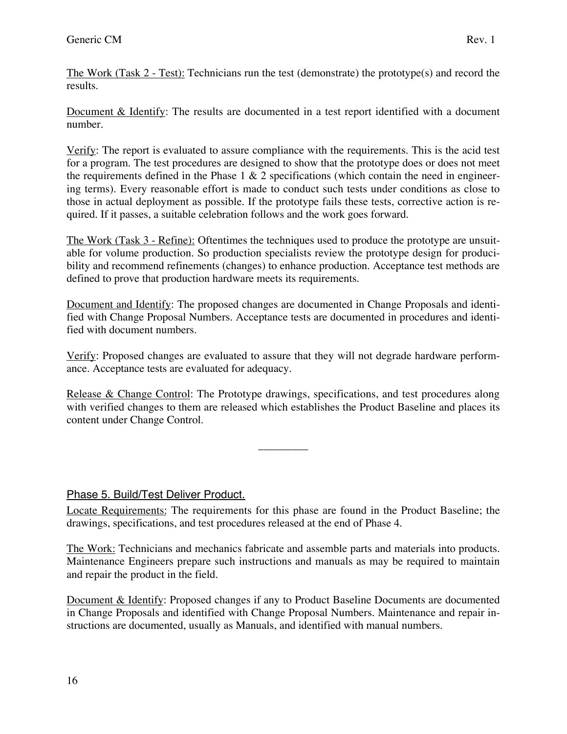The Work (Task 2 - Test): Technicians run the test (demonstrate) the prototype(s) and record the results.

Document & Identify: The results are documented in a test report identified with a document number.

Verify: The report is evaluated to assure compliance with the requirements. This is the acid test for a program. The test procedures are designed to show that the prototype does or does not meet the requirements defined in the Phase 1 & 2 specifications (which contain the need in engineering terms). Every reasonable effort is made to conduct such tests under conditions as close to those in actual deployment as possible. If the prototype fails these tests, corrective action is required. If it passes, a suitable celebration follows and the work goes forward.

The Work (Task 3 - Refine): Oftentimes the techniques used to produce the prototype are unsuitable for volume production. So production specialists review the prototype design for producibility and recommend refinements (changes) to enhance production. Acceptance test methods are defined to prove that production hardware meets its requirements.

Document and Identify: The proposed changes are documented in Change Proposals and identified with Change Proposal Numbers. Acceptance tests are documented in procedures and identified with document numbers.

Verify: Proposed changes are evaluated to assure that they will not degrade hardware performance. Acceptance tests are evaluated for adequacy.

Release & Change Control: The Prototype drawings, specifications, and test procedures along with verified changes to them are released which establishes the Product Baseline and places its content under Change Control.

---

## Phase 5. Build/Test Deliver Product.

Locate Requirements: The requirements for this phase are found in the Product Baseline; the drawings, specifications, and test procedures released at the end of Phase 4.

The Work: Technicians and mechanics fabricate and assemble parts and materials into products. Maintenance Engineers prepare such instructions and manuals as may be required to maintain and repair the product in the field.

Document & Identify: Proposed changes if any to Product Baseline Documents are documented in Change Proposals and identified with Change Proposal Numbers. Maintenance and repair instructions are documented, usually as Manuals, and identified with manual numbers.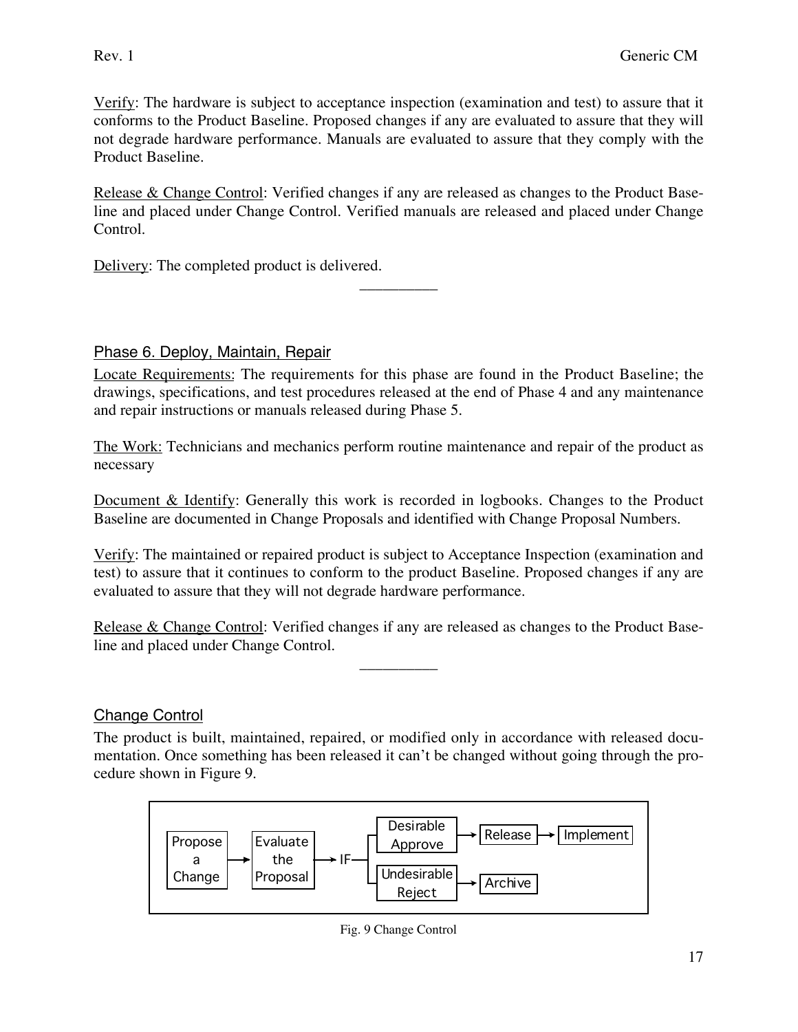Verify: The hardware is subject to acceptance inspection (examination and test) to assure that it conforms to the Product Baseline. Proposed changes if any are evaluated to assure that they will not degrade hardware performance. Manuals are evaluated to assure that they comply with the Product Baseline.

Release & Change Control: Verified changes if any are released as changes to the Product Baseline and placed under Change Control. Verified manuals are released and placed under Change Control.

Delivery: The completed product is delivered.

---

## Phase 6. Deploy, Maintain, Repair

Locate Requirements: The requirements for this phase are found in the Product Baseline; the drawings, specifications, and test procedures released at the end of Phase 4 and any maintenance and repair instructions or manuals released during Phase 5.

The Work: Technicians and mechanics perform routine maintenance and repair of the product as necessary

Document & Identify: Generally this work is recorded in logbooks. Changes to the Product Baseline are documented in Change Proposals and identified with Change Proposal Numbers.

Verify: The maintained or repaired product is subject to Acceptance Inspection (examination and test) to assure that it continues to conform to the product Baseline. Proposed changes if any are evaluated to assure that they will not degrade hardware performance.

Release & Change Control: Verified changes if any are released as changes to the Product Baseline and placed under Change Control.

---

## Change Control

The product is built, maintained, repaired, or modified only in accordance with released documentation. Once something has been released it can't be changed without going through the procedure shown in Figure 9.

```
                                        ┌─> Desirable Approve ───> Release ──> Implement
Propose a Change ──> Evaluate the Proposal ──> IF ─┤
                                        └─> Undesirable Reject ──> Archive
```

Fig. 9 Change Control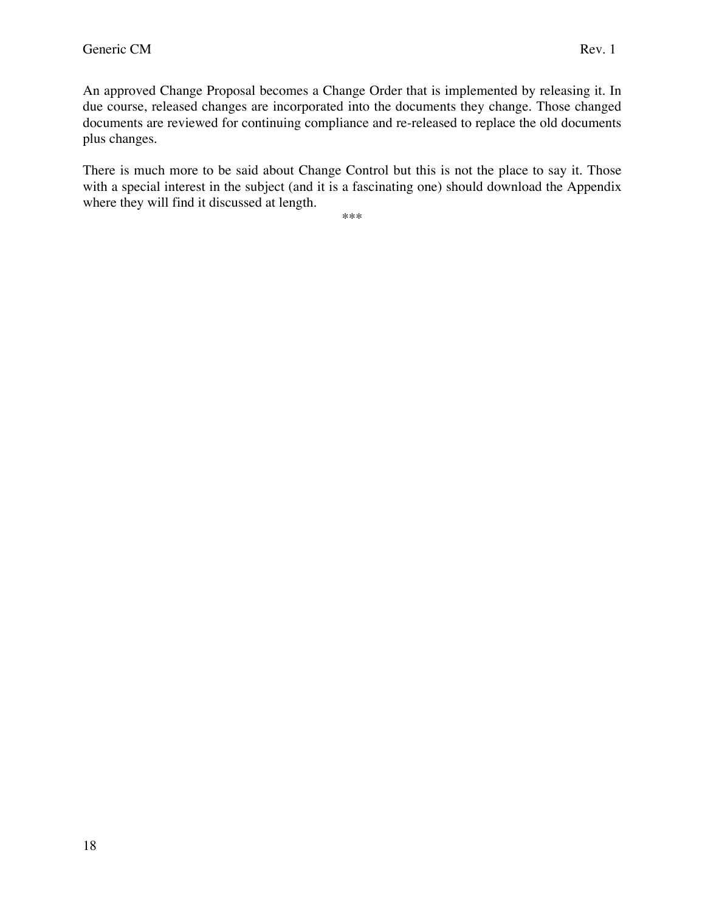An approved Change Proposal becomes a Change Order that is implemented by releasing it. In due course, released changes are incorporated into the documents they change. Those changed documents are reviewed for continuing compliance and re-released to replace the old documents plus changes.

There is much more to be said about Change Control but this is not the place to say it. Those with a special interest in the subject (and it is a fascinating one) should download the Appendix where they will find it discussed at length.

***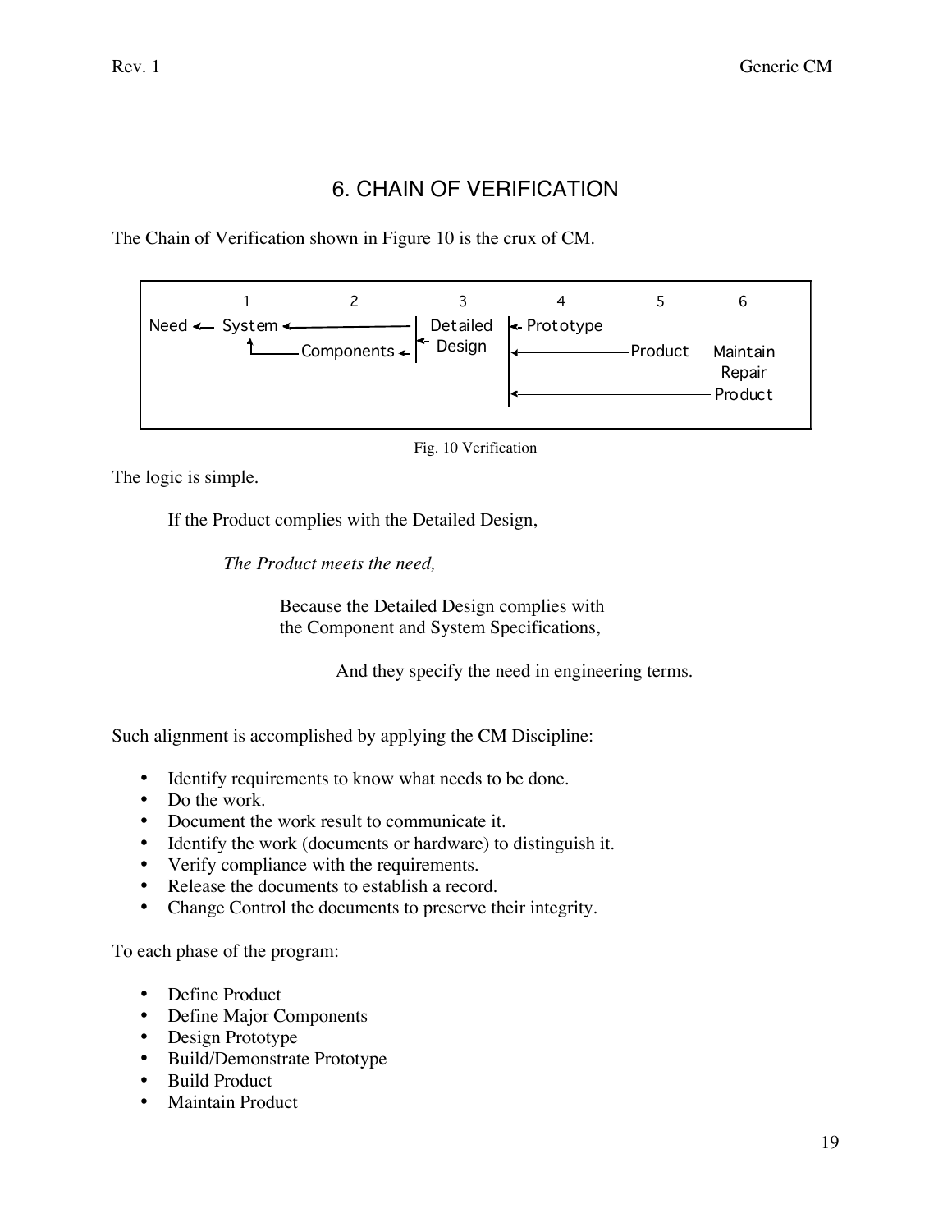# 6. CHAIN OF VERIFICATION

The Chain of Verification shown in Figure 10 is the crux of CM.

```
        1              2              3            4            5           6
Need <-- System <---------------- | Detailed  | <- Prototype
          ^-------- Components <- | <- Design |
                                              | <------------ Product    Maintain
                                              |                          Repair
                                              | <----------------------- Product
```

Fig. 10 Verification

The logic is simple.

If the Product complies with the Detailed Design,

*The Product meets the need,*

Because the Detailed Design complies with the Component and System Specifications,

And they specify the need in engineering terms.

Such alignment is accomplished by applying the CM Discipline:

- Identify requirements to know what needs to be done.
- Do the work.
- Document the work result to communicate it.
- Identify the work (documents or hardware) to distinguish it.
- Verify compliance with the requirements.
- Release the documents to establish a record.
- Change Control the documents to preserve their integrity.

To each phase of the program:

- Define Product
- Define Major Components
- Design Prototype
- Build/Demonstrate Prototype
- Build Product
- Maintain Product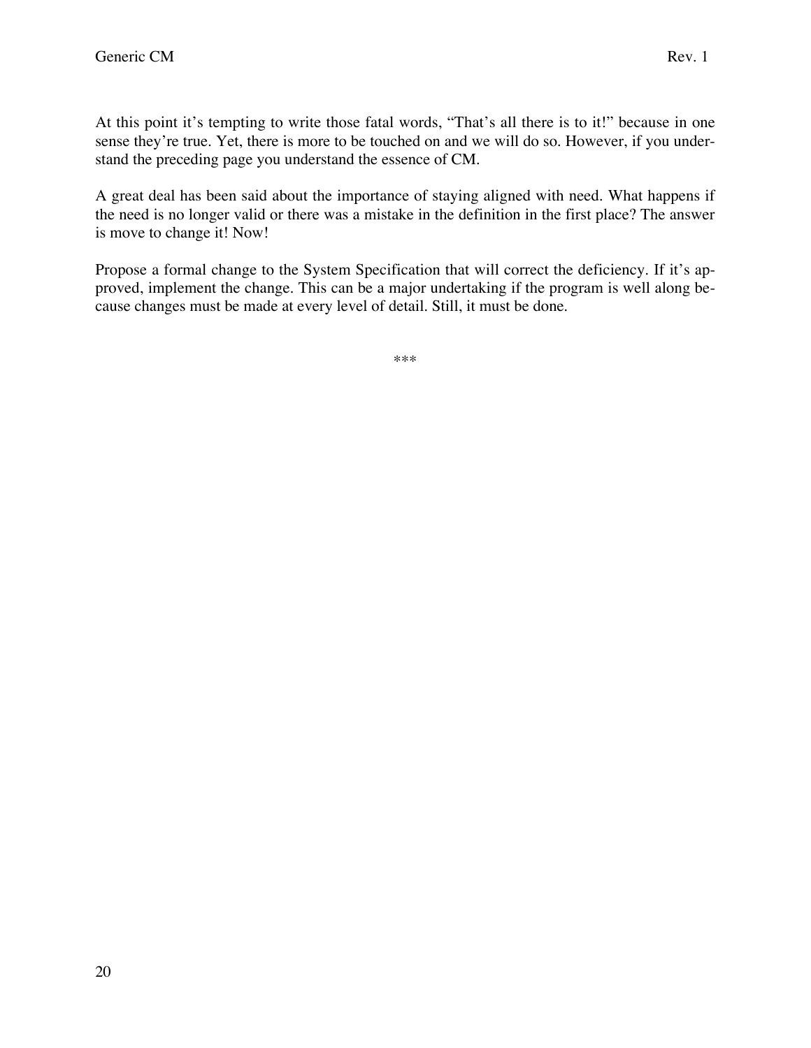At this point it’s tempting to write those fatal words, “That’s all there is to it!” because in one sense they’re true. Yet, there is more to be touched on and we will do so. However, if you understand the preceding page you understand the essence of CM.

A great deal has been said about the importance of staying aligned with need. What happens if the need is no longer valid or there was a mistake in the definition in the first place? The answer is move to change it! Now!

Propose a formal change to the System Specification that will correct the deficiency. If it’s approved, implement the change. This can be a major undertaking if the program is well along because changes must be made at every level of detail. Still, it must be done.

***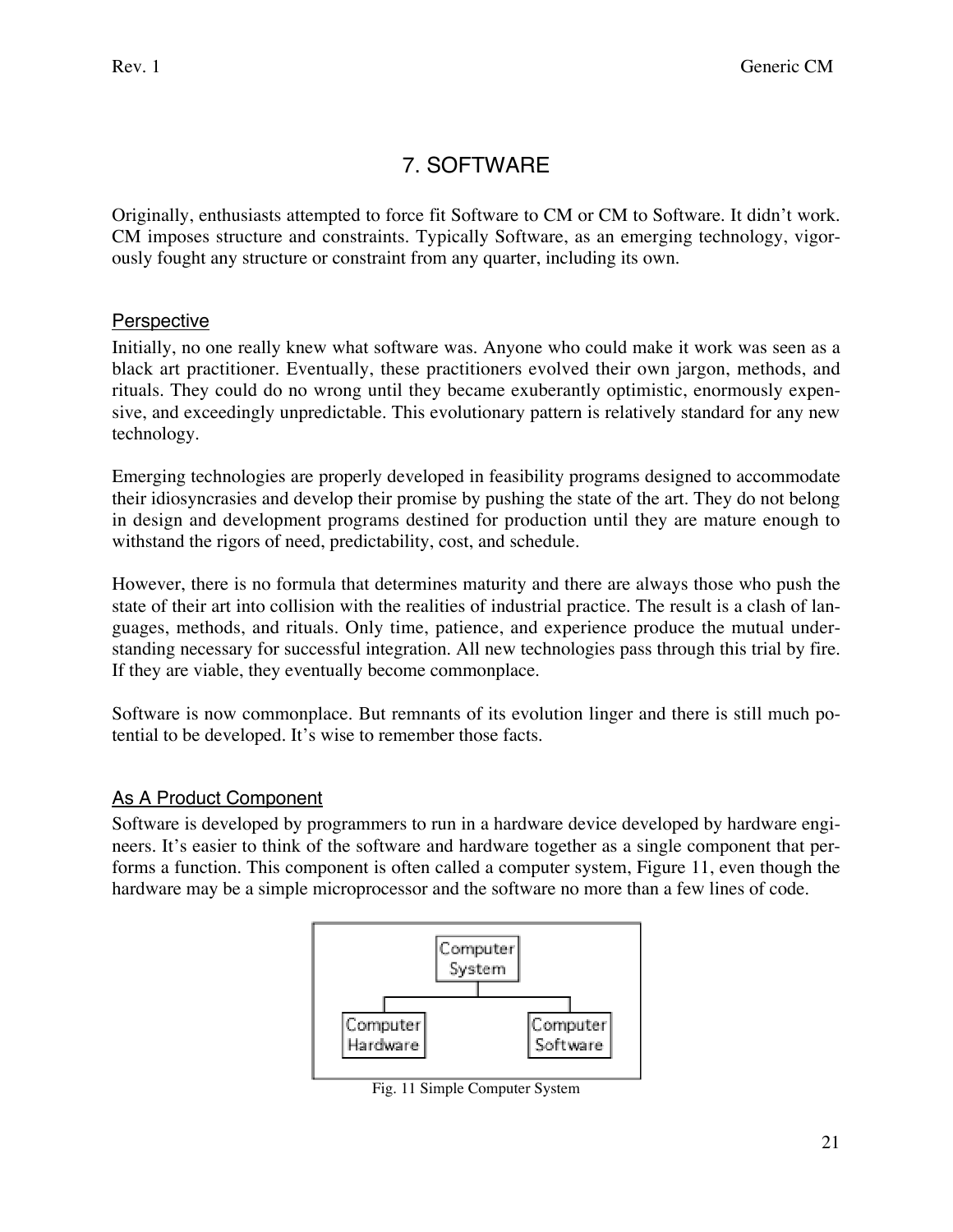# 7. SOFTWARE

Originally, enthusiasts attempted to force fit Software to CM or CM to Software. It didn't work. CM imposes structure and constraints. Typically Software, as an emerging technology, vigorously fought any structure or constraint from any quarter, including its own.

## Perspective

Initially, no one really knew what software was. Anyone who could make it work was seen as a black art practitioner. Eventually, these practitioners evolved their own jargon, methods, and rituals. They could do no wrong until they became exuberantly optimistic, enormously expensive, and exceedingly unpredictable. This evolutionary pattern is relatively standard for any new technology.

Emerging technologies are properly developed in feasibility programs designed to accommodate their idiosyncrasies and develop their promise by pushing the state of the art. They do not belong in design and development programs destined for production until they are mature enough to withstand the rigors of need, predictability, cost, and schedule.

However, there is no formula that determines maturity and there are always those who push the state of their art into collision with the realities of industrial practice. The result is a clash of languages, methods, and rituals. Only time, patience, and experience produce the mutual understanding necessary for successful integration. All new technologies pass through this trial by fire. If they are viable, they eventually become commonplace.

Software is now commonplace. But remnants of its evolution linger and there is still much potential to be developed. It's wise to remember those facts.

## As A Product Component

Software is developed by programmers to run in a hardware device developed by hardware engineers. It's easier to think of the software and hardware together as a single component that performs a function. This component is often called a computer system, Figure 11, even though the hardware may be a simple microprocessor and the software no more than a few lines of code.

```
        Computer System
       /               \
Computer Hardware   Computer Software
```

Fig. 11 Simple Computer System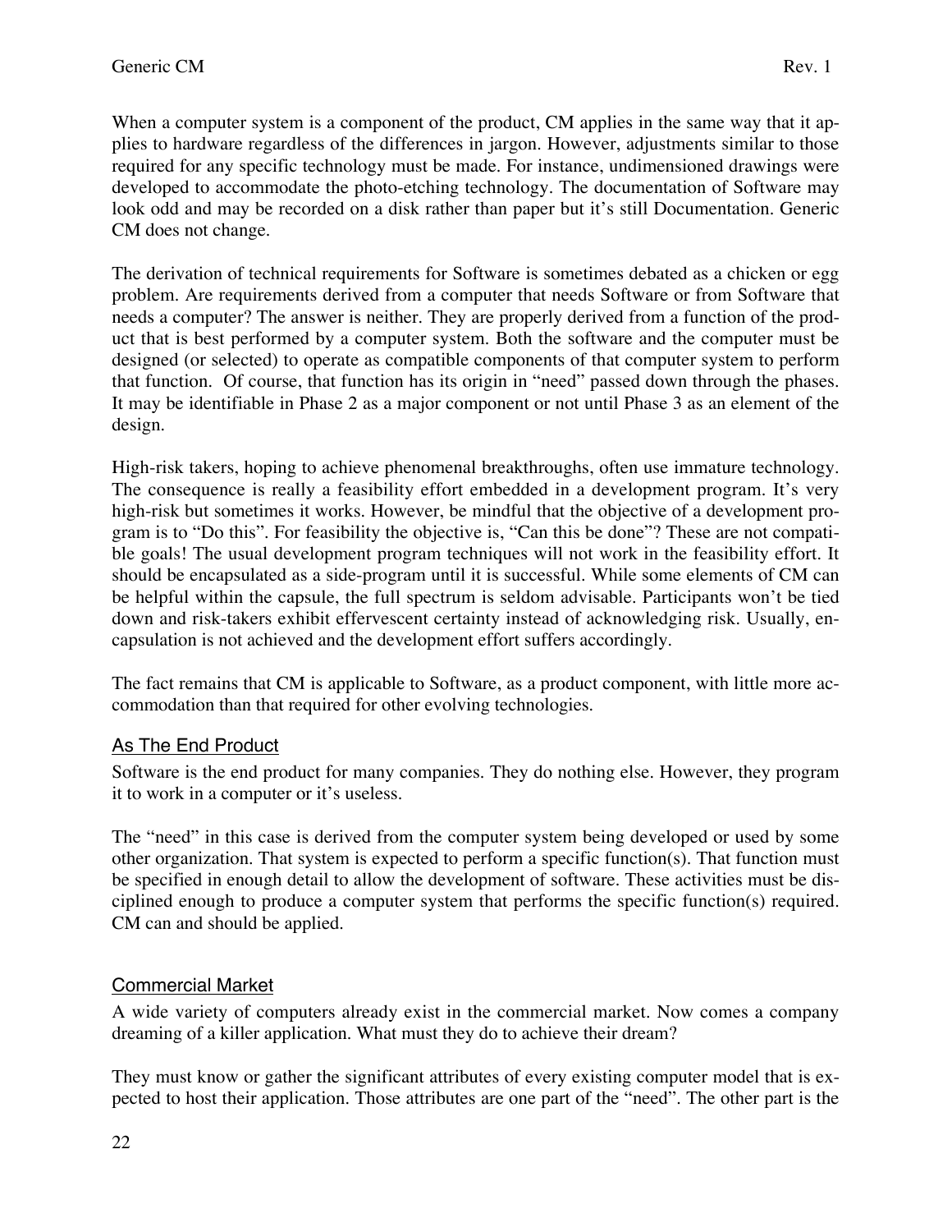When a computer system is a component of the product, CM applies in the same way that it applies to hardware regardless of the differences in jargon. However, adjustments similar to those required for any specific technology must be made. For instance, undimensioned drawings were developed to accommodate the photo-etching technology. The documentation of Software may look odd and may be recorded on a disk rather than paper but it's still Documentation. Generic CM does not change.

The derivation of technical requirements for Software is sometimes debated as a chicken or egg problem. Are requirements derived from a computer that needs Software or from Software that needs a computer? The answer is neither. They are properly derived from a function of the product that is best performed by a computer system. Both the software and the computer must be designed (or selected) to operate as compatible components of that computer system to perform that function. Of course, that function has its origin in "need" passed down through the phases. It may be identifiable in Phase 2 as a major component or not until Phase 3 as an element of the design.

High-risk takers, hoping to achieve phenomenal breakthroughs, often use immature technology. The consequence is really a feasibility effort embedded in a development program. It's very high-risk but sometimes it works. However, be mindful that the objective of a development program is to "Do this". For feasibility the objective is, "Can this be done"? These are not compatible goals! The usual development program techniques will not work in the feasibility effort. It should be encapsulated as a side-program until it is successful. While some elements of CM can be helpful within the capsule, the full spectrum is seldom advisable. Participants won't be tied down and risk-takers exhibit effervescent certainty instead of acknowledging risk. Usually, encapsulation is not achieved and the development effort suffers accordingly.

The fact remains that CM is applicable to Software, as a product component, with little more accommodation than that required for other evolving technologies.

## As The End Product

Software is the end product for many companies. They do nothing else. However, they program it to work in a computer or it's useless.

The "need" in this case is derived from the computer system being developed or used by some other organization. That system is expected to perform a specific function(s). That function must be specified in enough detail to allow the development of software. These activities must be disciplined enough to produce a computer system that performs the specific function(s) required. CM can and should be applied.

## Commercial Market

A wide variety of computers already exist in the commercial market. Now comes a company dreaming of a killer application. What must they do to achieve their dream?

They must know or gather the significant attributes of every existing computer model that is expected to host their application. Those attributes are one part of the "need". The other part is the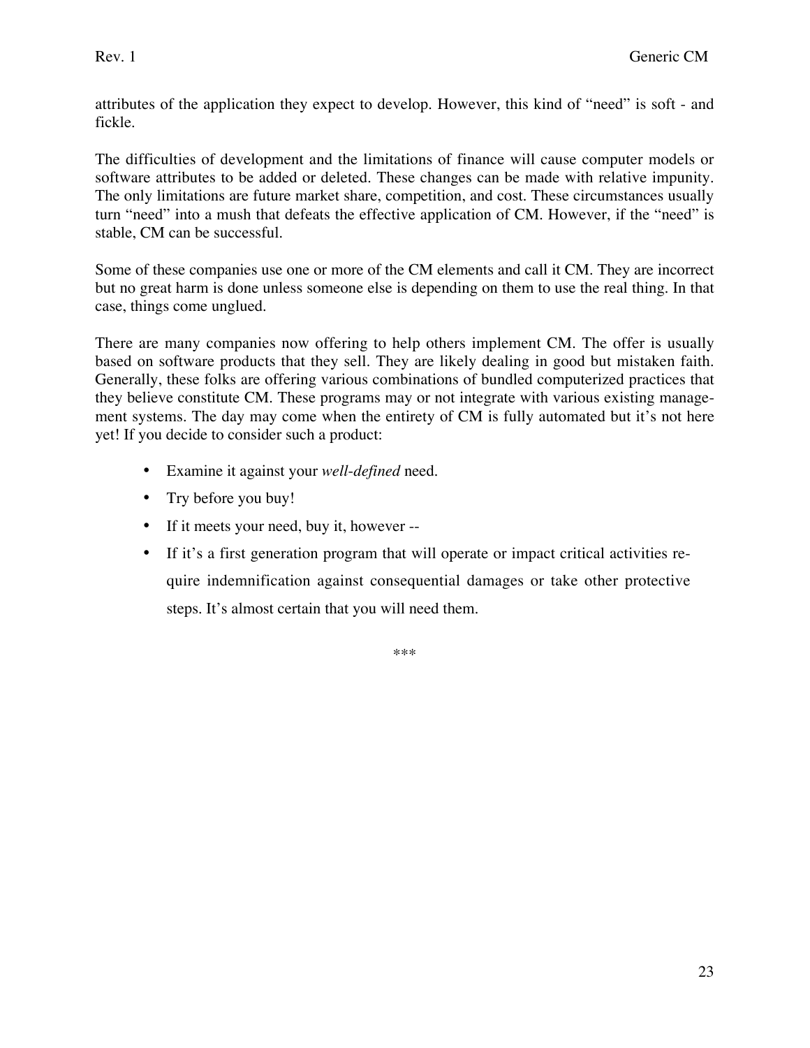attributes of the application they expect to develop. However, this kind of "need" is soft - and fickle.

The difficulties of development and the limitations of finance will cause computer models or software attributes to be added or deleted. These changes can be made with relative impunity. The only limitations are future market share, competition, and cost. These circumstances usually turn "need" into a mush that defeats the effective application of CM. However, if the "need" is stable, CM can be successful.

Some of these companies use one or more of the CM elements and call it CM. They are incorrect but no great harm is done unless someone else is depending on them to use the real thing. In that case, things come unglued.

There are many companies now offering to help others implement CM. The offer is usually based on software products that they sell. They are likely dealing in good but mistaken faith. Generally, these folks are offering various combinations of bundled computerized practices that they believe constitute CM. These programs may or not integrate with various existing management systems. The day may come when the entirety of CM is fully automated but it's not here yet! If you decide to consider such a product:

- Examine it against your *well-defined* need.
- Try before you buy!
- If it meets your need, buy it, however --
- If it's a first generation program that will operate or impact critical activities require indemnification against consequential damages or take other protective steps. It's almost certain that you will need them.

***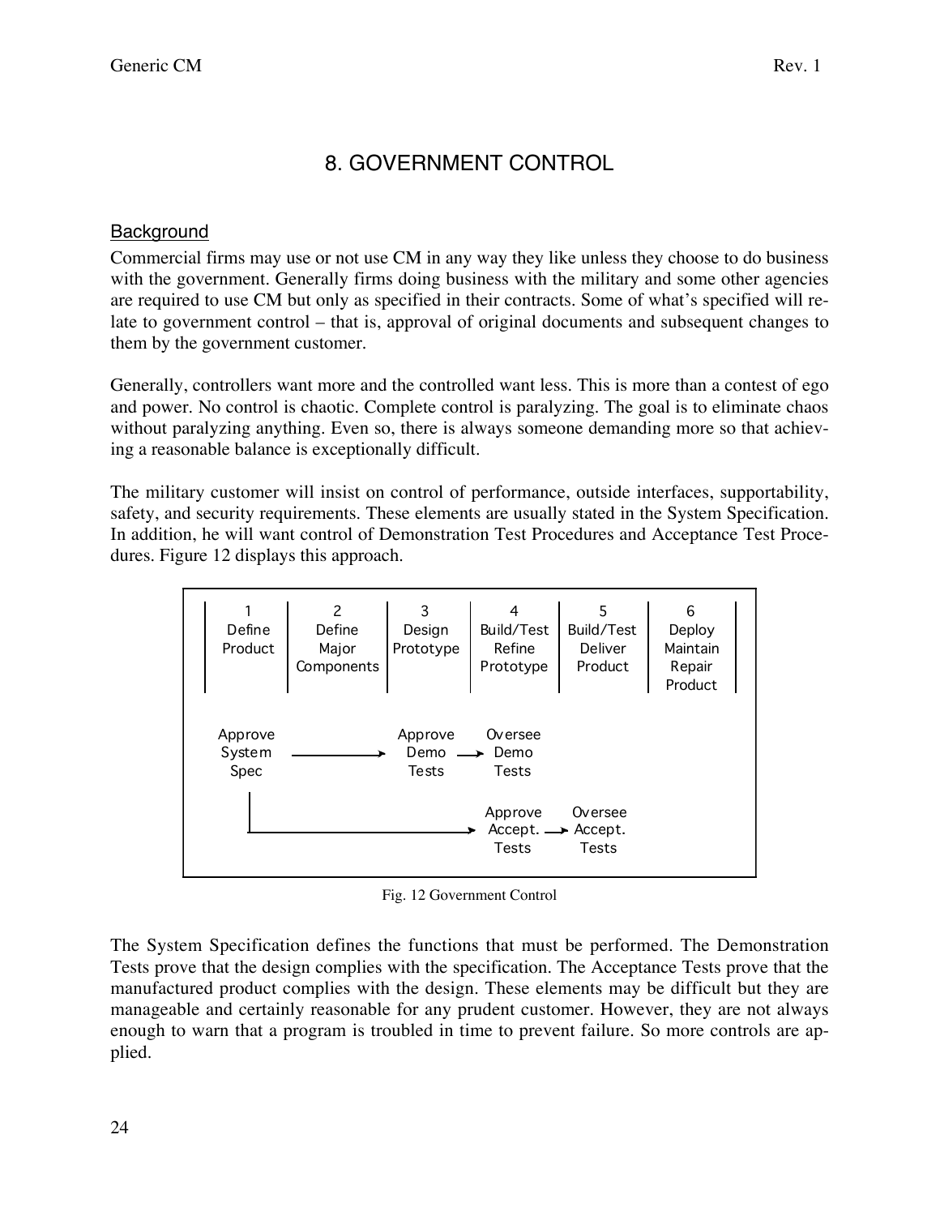# 8. GOVERNMENT CONTROL

## Background

Commercial firms may use or not use CM in any way they like unless they choose to do business with the government. Generally firms doing business with the military and some other agencies are required to use CM but only as specified in their contracts. Some of what's specified will relate to government control – that is, approval of original documents and subsequent changes to them by the government customer.

Generally, controllers want more and the controlled want less. This is more than a contest of ego and power. No control is chaotic. Complete control is paralyzing. The goal is to eliminate chaos without paralyzing anything. Even so, there is always someone demanding more so that achieving a reasonable balance is exceptionally difficult.

The military customer will insist on control of performance, outside interfaces, supportability, safety, and security requirements. These elements are usually stated in the System Specification. In addition, he will want control of Demonstration Test Procedures and Acceptance Test Procedures. Figure 12 displays this approach.

| 1 Define Product | 2 Define Major Components | 3 Design Prototype | 4 Build/Test Refine Prototype | 5 Build/Test Deliver Product | 6 Deploy Maintain Repair Product |
|---|---|---|---|---|---|
| Approve System Spec → | | Approve Demo Tests → | Oversee Demo Tests | | |
| (Approve System Spec) → | | | Approve Accept. Tests → | Oversee Accept. Tests | |

Fig. 12 Government Control

The System Specification defines the functions that must be performed. The Demonstration Tests prove that the design complies with the specification. The Acceptance Tests prove that the manufactured product complies with the design. These elements may be difficult but they are manageable and certainly reasonable for any prudent customer. However, they are not always enough to warn that a program is troubled in time to prevent failure. So more controls are applied.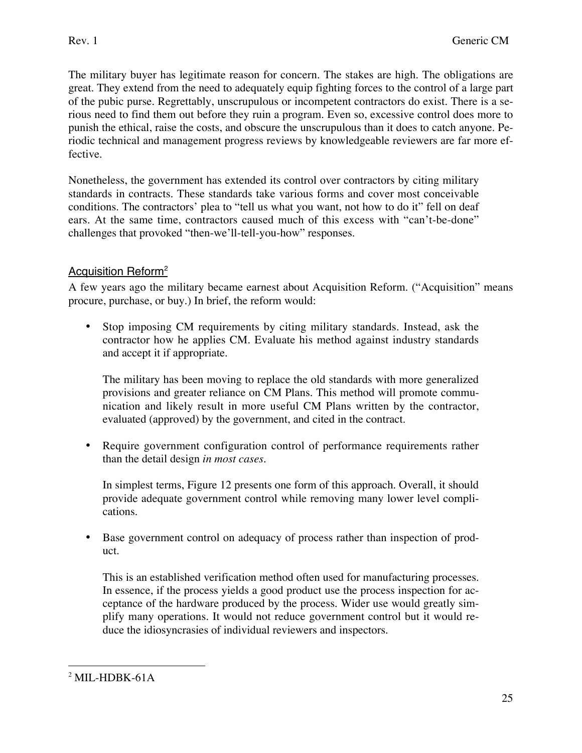The military buyer has legitimate reason for concern. The stakes are high. The obligations are great. They extend from the need to adequately equip fighting forces to the control of a large part of the pubic purse. Regrettably, unscrupulous or incompetent contractors do exist. There is a serious need to find them out before they ruin a program. Even so, excessive control does more to punish the ethical, raise the costs, and obscure the unscrupulous than it does to catch anyone. Periodic technical and management progress reviews by knowledgeable reviewers are far more effective.

Nonetheless, the government has extended its control over contractors by citing military standards in contracts. These standards take various forms and cover most conceivable conditions. The contractors' plea to "tell us what you want, not how to do it" fell on deaf ears. At the same time, contractors caused much of this excess with "can't-be-done" challenges that provoked "then-we'll-tell-you-how" responses.

## Acquisition Reform[2]

A few years ago the military became earnest about Acquisition Reform. ("Acquisition" means procure, purchase, or buy.) In brief, the reform would:

- Stop imposing CM requirements by citing military standards. Instead, ask the contractor how he applies CM. Evaluate his method against industry standards and accept it if appropriate.

  The military has been moving to replace the old standards with more generalized provisions and greater reliance on CM Plans. This method will promote communication and likely result in more useful CM Plans written by the contractor, evaluated (approved) by the government, and cited in the contract.

- Require government configuration control of performance requirements rather than the detail design *in most cases*.

  In simplest terms, Figure 12 presents one form of this approach. Overall, it should provide adequate government control while removing many lower level complications.

- Base government control on adequacy of process rather than inspection of product.

  This is an established verification method often used for manufacturing processes. In essence, if the process yields a good product use the process inspection for acceptance of the hardware produced by the process. Wider use would greatly simplify many operations. It would not reduce government control but it would reduce the idiosyncrasies of individual reviewers and inspectors.

---

[2] MIL-HDBK-61A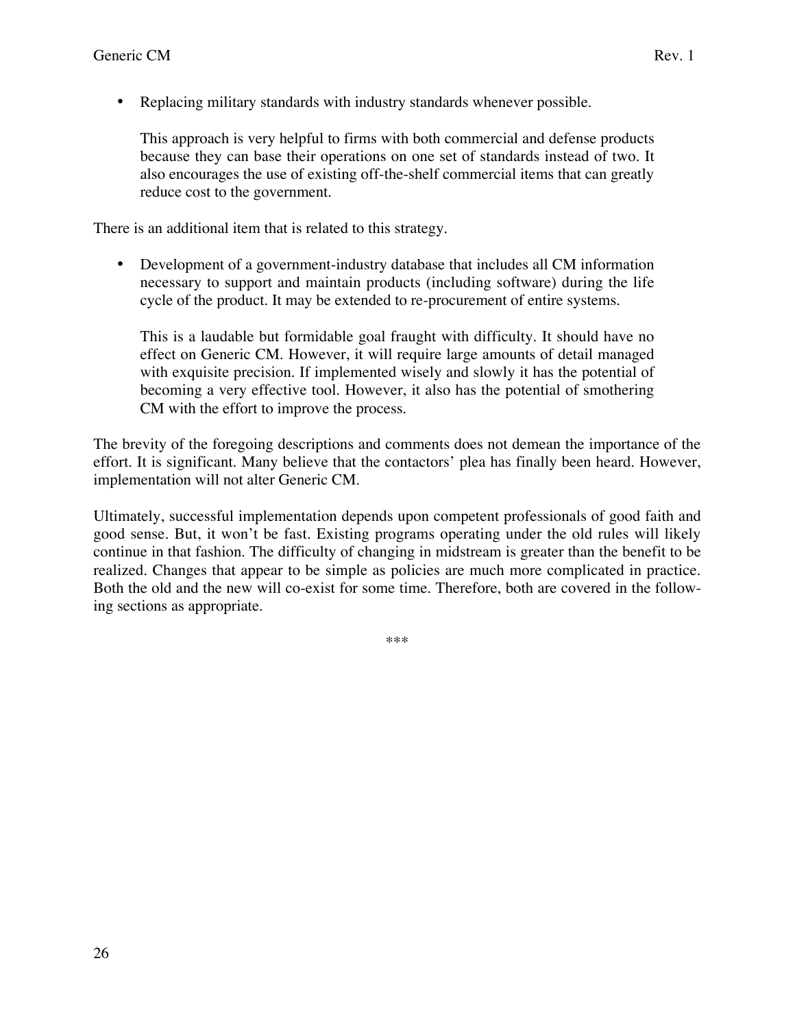- Replacing military standards with industry standards whenever possible.

  This approach is very helpful to firms with both commercial and defense products because they can base their operations on one set of standards instead of two. It also encourages the use of existing off-the-shelf commercial items that can greatly reduce cost to the government.

There is an additional item that is related to this strategy.

- Development of a government-industry database that includes all CM information necessary to support and maintain products (including software) during the life cycle of the product. It may be extended to re-procurement of entire systems.

  This is a laudable but formidable goal fraught with difficulty. It should have no effect on Generic CM. However, it will require large amounts of detail managed with exquisite precision. If implemented wisely and slowly it has the potential of becoming a very effective tool. However, it also has the potential of smothering CM with the effort to improve the process.

The brevity of the foregoing descriptions and comments does not demean the importance of the effort. It is significant. Many believe that the contactors' plea has finally been heard. However, implementation will not alter Generic CM.

Ultimately, successful implementation depends upon competent professionals of good faith and good sense. But, it won't be fast. Existing programs operating under the old rules will likely continue in that fashion. The difficulty of changing in midstream is greater than the benefit to be realized. Changes that appear to be simple as policies are much more complicated in practice. Both the old and the new will co-exist for some time. Therefore, both are covered in the following sections as appropriate.

***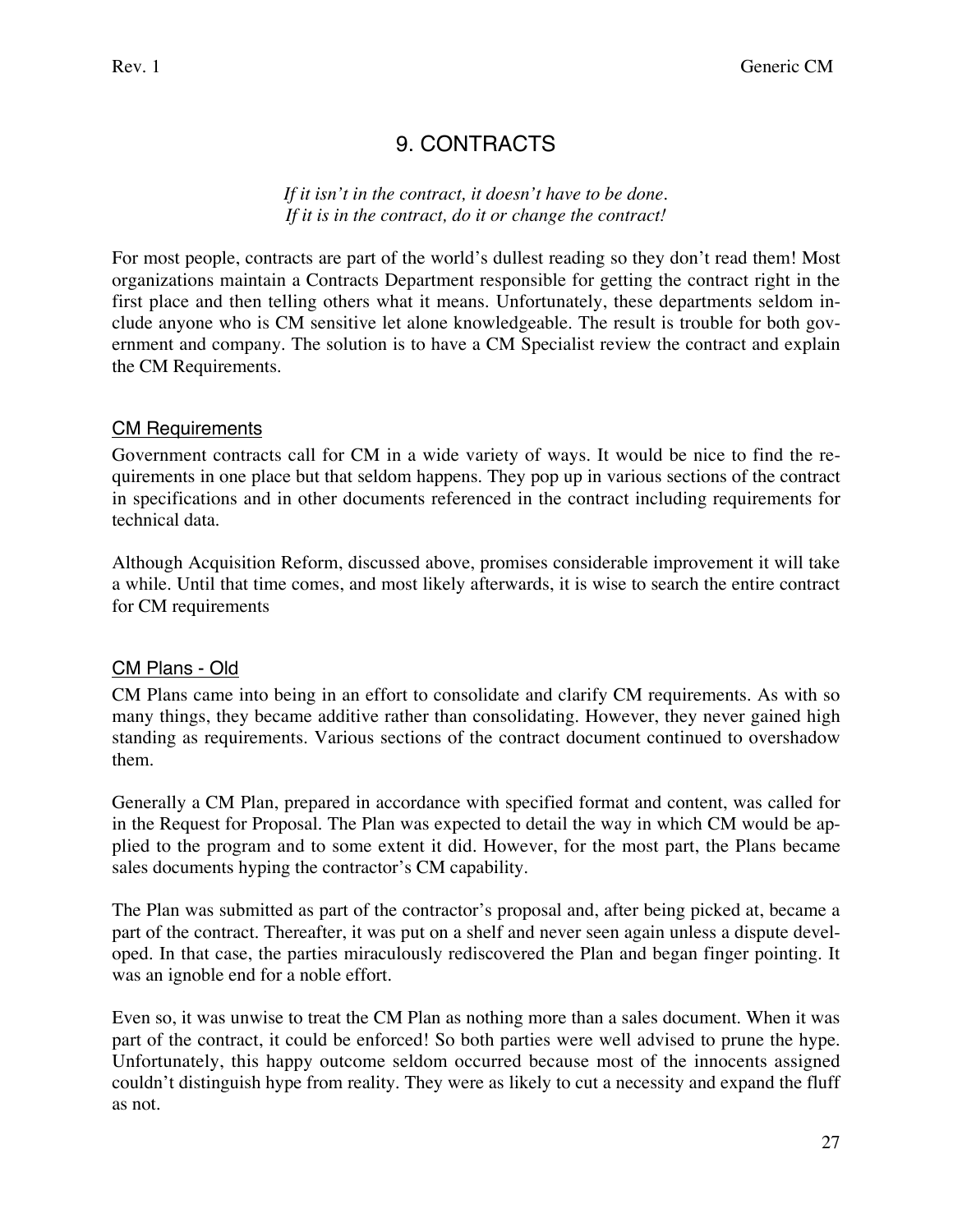# 9. CONTRACTS

*If it isn't in the contract, it doesn't have to be done.*
*If it is in the contract, do it or change the contract!*

For most people, contracts are part of the world's dullest reading so they don't read them! Most organizations maintain a Contracts Department responsible for getting the contract right in the first place and then telling others what it means. Unfortunately, these departments seldom include anyone who is CM sensitive let alone knowledgeable. The result is trouble for both government and company. The solution is to have a CM Specialist review the contract and explain the CM Requirements.

## CM Requirements

Government contracts call for CM in a wide variety of ways. It would be nice to find the requirements in one place but that seldom happens. They pop up in various sections of the contract in specifications and in other documents referenced in the contract including requirements for technical data.

Although Acquisition Reform, discussed above, promises considerable improvement it will take a while. Until that time comes, and most likely afterwards, it is wise to search the entire contract for CM requirements

## CM Plans - Old

CM Plans came into being in an effort to consolidate and clarify CM requirements. As with so many things, they became additive rather than consolidating. However, they never gained high standing as requirements. Various sections of the contract document continued to overshadow them.

Generally a CM Plan, prepared in accordance with specified format and content, was called for in the Request for Proposal. The Plan was expected to detail the way in which CM would be applied to the program and to some extent it did. However, for the most part, the Plans became sales documents hyping the contractor's CM capability.

The Plan was submitted as part of the contractor's proposal and, after being picked at, became a part of the contract. Thereafter, it was put on a shelf and never seen again unless a dispute developed. In that case, the parties miraculously rediscovered the Plan and began finger pointing. It was an ignoble end for a noble effort.

Even so, it was unwise to treat the CM Plan as nothing more than a sales document. When it was part of the contract, it could be enforced! So both parties were well advised to prune the hype. Unfortunately, this happy outcome seldom occurred because most of the innocents assigned couldn't distinguish hype from reality. They were as likely to cut a necessity and expand the fluff as not.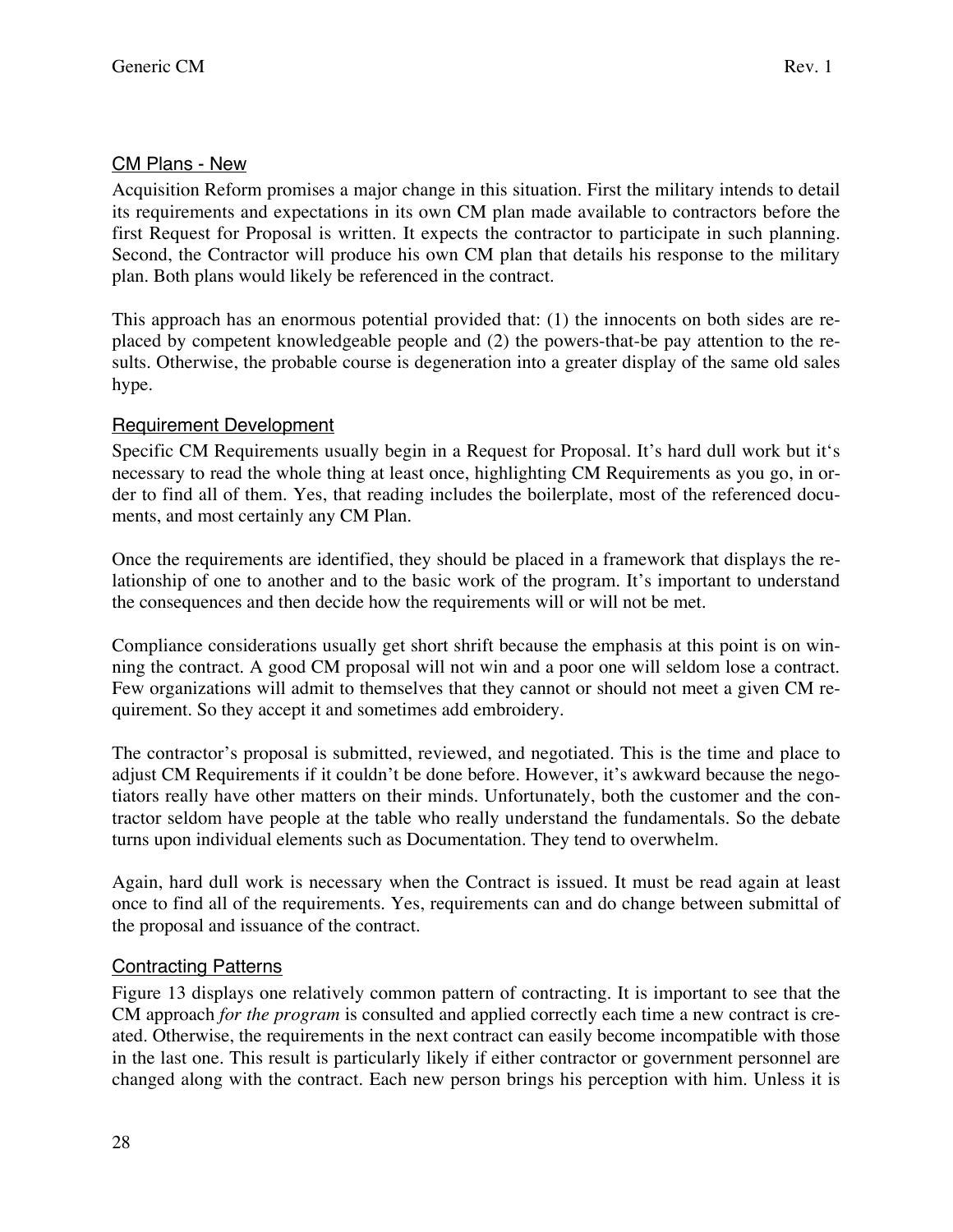## CM Plans - New

Acquisition Reform promises a major change in this situation. First the military intends to detail its requirements and expectations in its own CM plan made available to contractors before the first Request for Proposal is written. It expects the contractor to participate in such planning. Second, the Contractor will produce his own CM plan that details his response to the military plan. Both plans would likely be referenced in the contract.

This approach has an enormous potential provided that: (1) the innocents on both sides are replaced by competent knowledgeable people and (2) the powers-that-be pay attention to the results. Otherwise, the probable course is degeneration into a greater display of the same old sales hype.

## Requirement Development

Specific CM Requirements usually begin in a Request for Proposal. It's hard dull work but it's necessary to read the whole thing at least once, highlighting CM Requirements as you go, in order to find all of them. Yes, that reading includes the boilerplate, most of the referenced documents, and most certainly any CM Plan.

Once the requirements are identified, they should be placed in a framework that displays the relationship of one to another and to the basic work of the program. It's important to understand the consequences and then decide how the requirements will or will not be met.

Compliance considerations usually get short shrift because the emphasis at this point is on winning the contract. A good CM proposal will not win and a poor one will seldom lose a contract. Few organizations will admit to themselves that they cannot or should not meet a given CM requirement. So they accept it and sometimes add embroidery.

The contractor's proposal is submitted, reviewed, and negotiated. This is the time and place to adjust CM Requirements if it couldn't be done before. However, it's awkward because the negotiators really have other matters on their minds. Unfortunately, both the customer and the contractor seldom have people at the table who really understand the fundamentals. So the debate turns upon individual elements such as Documentation. They tend to overwhelm.

Again, hard dull work is necessary when the Contract is issued. It must be read again at least once to find all of the requirements. Yes, requirements can and do change between submittal of the proposal and issuance of the contract.

## Contracting Patterns

Figure 13 displays one relatively common pattern of contracting. It is important to see that the CM approach *for the program* is consulted and applied correctly each time a new contract is created. Otherwise, the requirements in the next contract can easily become incompatible with those in the last one. This result is particularly likely if either contractor or government personnel are changed along with the contract. Each new person brings his perception with him. Unless it is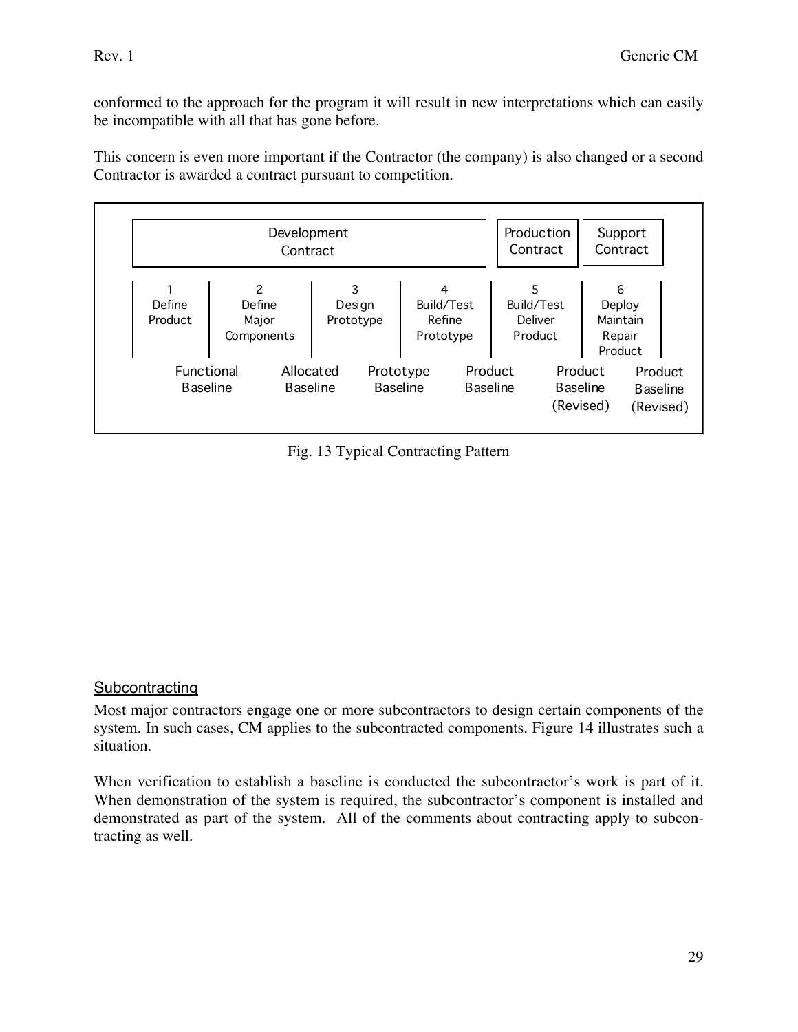conformed to the approach for the program it will result in new interpretations which can easily be incompatible with all that has gone before.

This concern is even more important if the Contractor (the company) is also changed or a second Contractor is awarded a contract pursuant to competition.

| Development Contract | | | | Production Contract | Support Contract |
|---|---|---|---|---|---|
| 1 Define Product | 2 Define Major Components | 3 Design Prototype | 4 Build/Test Refine Prototype | 5 Build/Test Deliver Product | 6 Deploy Maintain Repair Product |
| Functional Baseline | Allocated Baseline | Prototype Baseline | Product Baseline | Product Baseline (Revised) | Product Baseline (Revised) |

Fig. 13 Typical Contracting Pattern

## Subcontracting

Most major contractors engage one or more subcontractors to design certain components of the system. In such cases, CM applies to the subcontracted components. Figure 14 illustrates such a situation.

When verification to establish a baseline is conducted the subcontractor's work is part of it. When demonstration of the system is required, the subcontractor's component is installed and demonstrated as part of the system. All of the comments about contracting apply to subcontracting as well.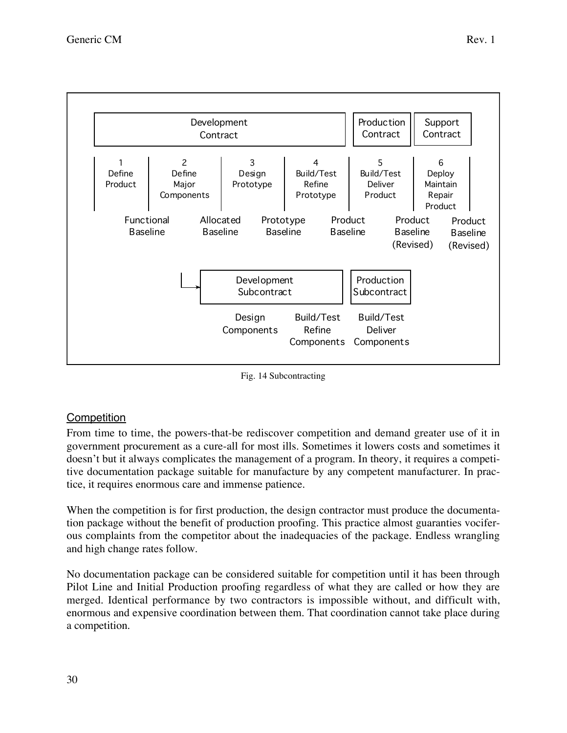| Development Contract | | | | Production Contract | Support Contract |
|---|---|---|---|---|---|
| 1 Define Product | 2 Define Major Components | 3 Design Prototype | 4 Build/Test Refine Prototype | 5 Build/Test Deliver Product | 6 Deploy Maintain Repair Product |
| Functional Baseline | Allocated Baseline | Prototype Baseline | Product Baseline | Product Baseline (Revised) | Product Baseline (Revised) |

| Development Subcontract | | Production Subcontract |
|---|---|---|
| Design Components | Build/Test Refine Components | Build/Test Deliver Components |

Fig. 14 Subcontracting

## Competition

From time to time, the powers-that-be rediscover competition and demand greater use of it in government procurement as a cure-all for most ills. Sometimes it lowers costs and sometimes it doesn't but it always complicates the management of a program. In theory, it requires a competitive documentation package suitable for manufacture by any competent manufacturer. In practice, it requires enormous care and immense patience.

When the competition is for first production, the design contractor must produce the documentation package without the benefit of production proofing. This practice almost guaranties vociferous complaints from the competitor about the inadequacies of the package. Endless wrangling and high change rates follow.

No documentation package can be considered suitable for competition until it has been through Pilot Line and Initial Production proofing regardless of what they are called or how they are merged. Identical performance by two contractors is impossible without, and difficult with, enormous and expensive coordination between them. That coordination cannot take place during a competition.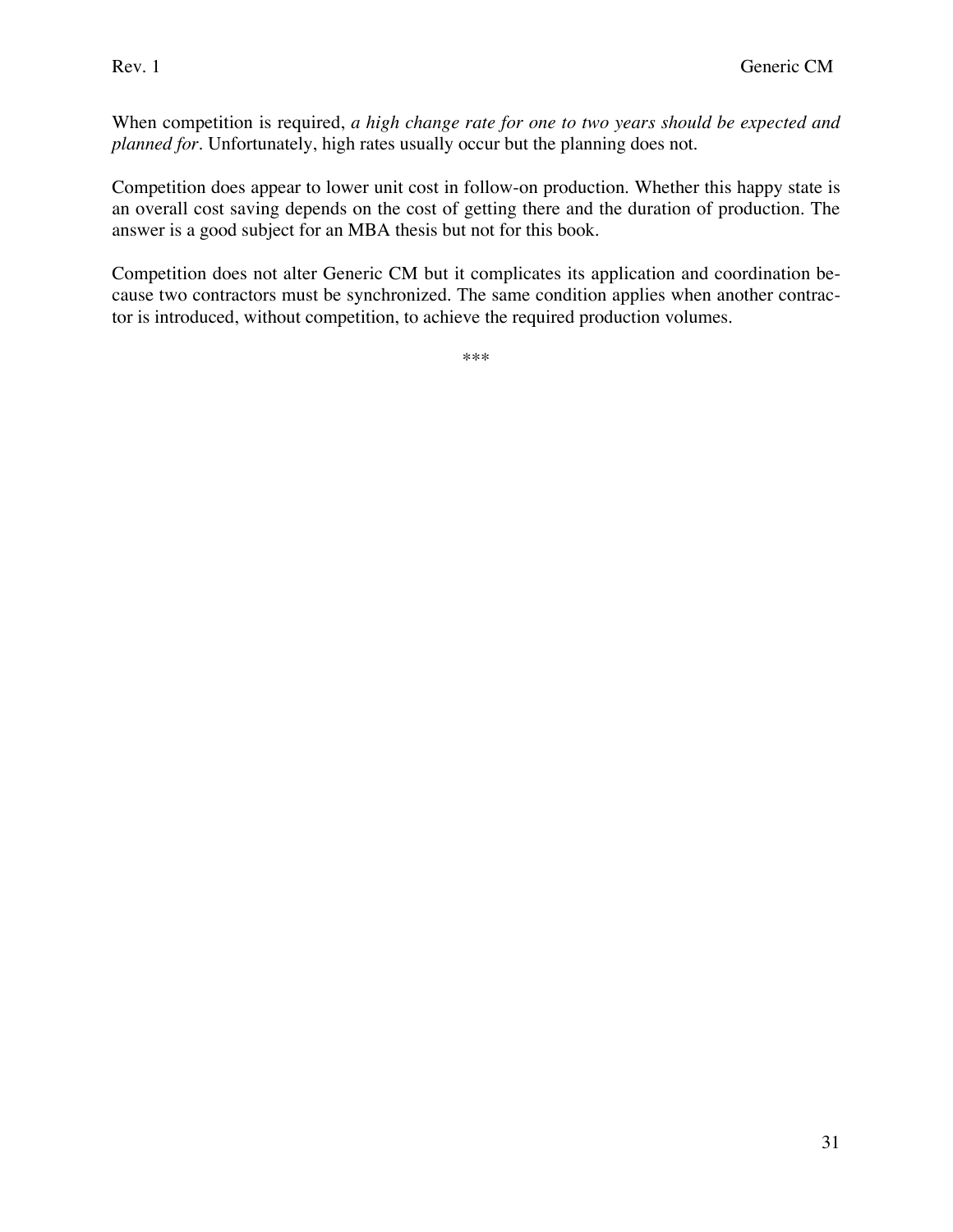When competition is required, *a high change rate for one to two years should be expected and planned for*. Unfortunately, high rates usually occur but the planning does not.

Competition does appear to lower unit cost in follow-on production. Whether this happy state is an overall cost saving depends on the cost of getting there and the duration of production. The answer is a good subject for an MBA thesis but not for this book.

Competition does not alter Generic CM but it complicates its application and coordination because two contractors must be synchronized. The same condition applies when another contractor is introduced, without competition, to achieve the required production volumes.

***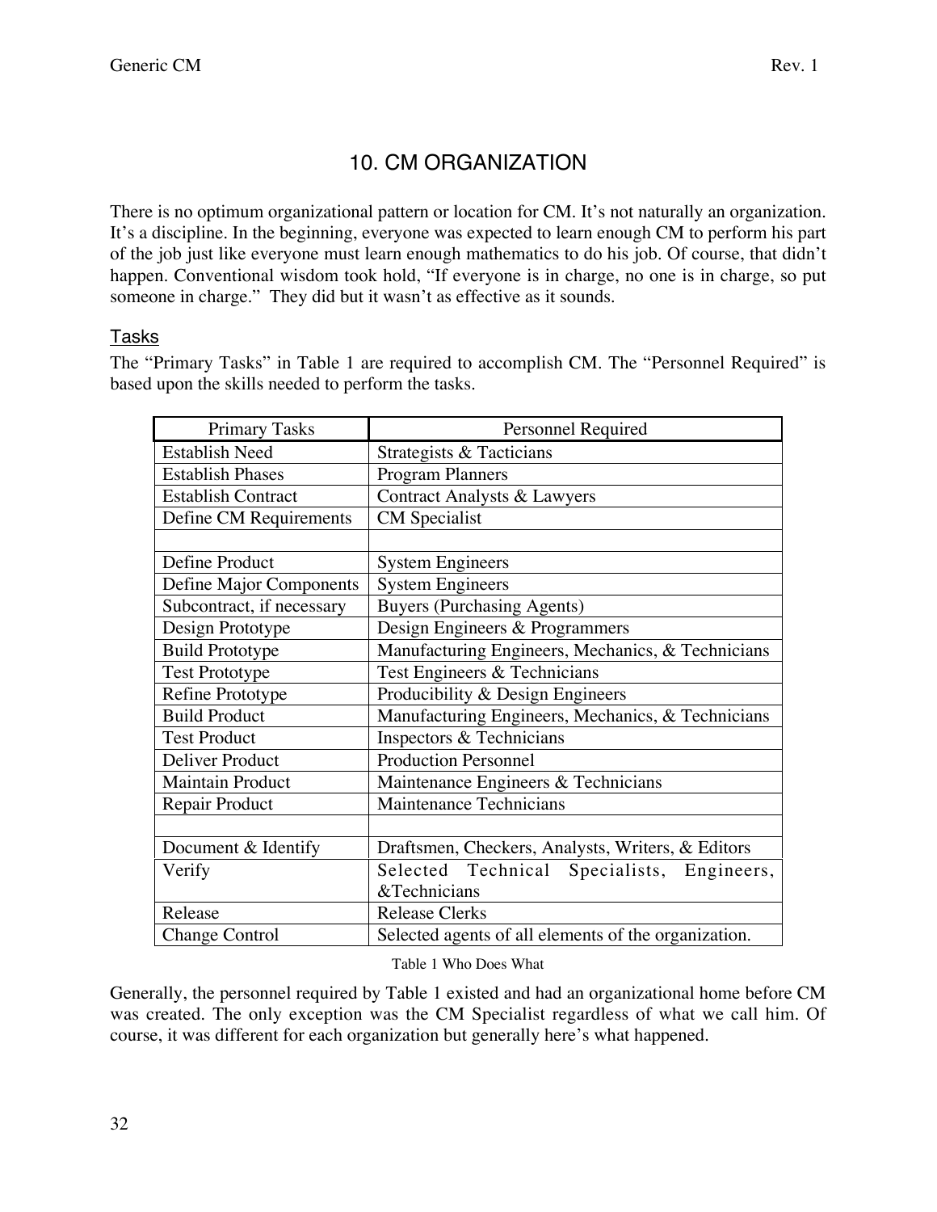# 10. CM ORGANIZATION

There is no optimum organizational pattern or location for CM. It's not naturally an organization. It's a discipline. In the beginning, everyone was expected to learn enough CM to perform his part of the job just like everyone must learn enough mathematics to do his job. Of course, that didn't happen. Conventional wisdom took hold, "If everyone is in charge, no one is in charge, so put someone in charge." They did but it wasn't as effective as it sounds.

## Tasks

The "Primary Tasks" in Table 1 are required to accomplish CM. The "Personnel Required" is based upon the skills needed to perform the tasks.

| Primary Tasks | Personnel Required |
|---|---|
| Establish Need | Strategists & Tacticians |
| Establish Phases | Program Planners |
| Establish Contract | Contract Analysts & Lawyers |
| Define CM Requirements | CM Specialist |
| | |
| Define Product | System Engineers |
| Define Major Components | System Engineers |
| Subcontract, if necessary | Buyers (Purchasing Agents) |
| Design Prototype | Design Engineers & Programmers |
| Build Prototype | Manufacturing Engineers, Mechanics, & Technicians |
| Test Prototype | Test Engineers & Technicians |
| Refine Prototype | Producibility & Design Engineers |
| Build Product | Manufacturing Engineers, Mechanics, & Technicians |
| Test Product | Inspectors & Technicians |
| Deliver Product | Production Personnel |
| Maintain Product | Maintenance Engineers & Technicians |
| Repair Product | Maintenance Technicians |
| | |
| Document & Identify | Draftsmen, Checkers, Analysts, Writers, & Editors |
| Verify | Selected Technical Specialists, Engineers, &Technicians |
| Release | Release Clerks |
| Change Control | Selected agents of all elements of the organization. |

Table 1 Who Does What

Generally, the personnel required by Table 1 existed and had an organizational home before CM was created. The only exception was the CM Specialist regardless of what we call him. Of course, it was different for each organization but generally here's what happened.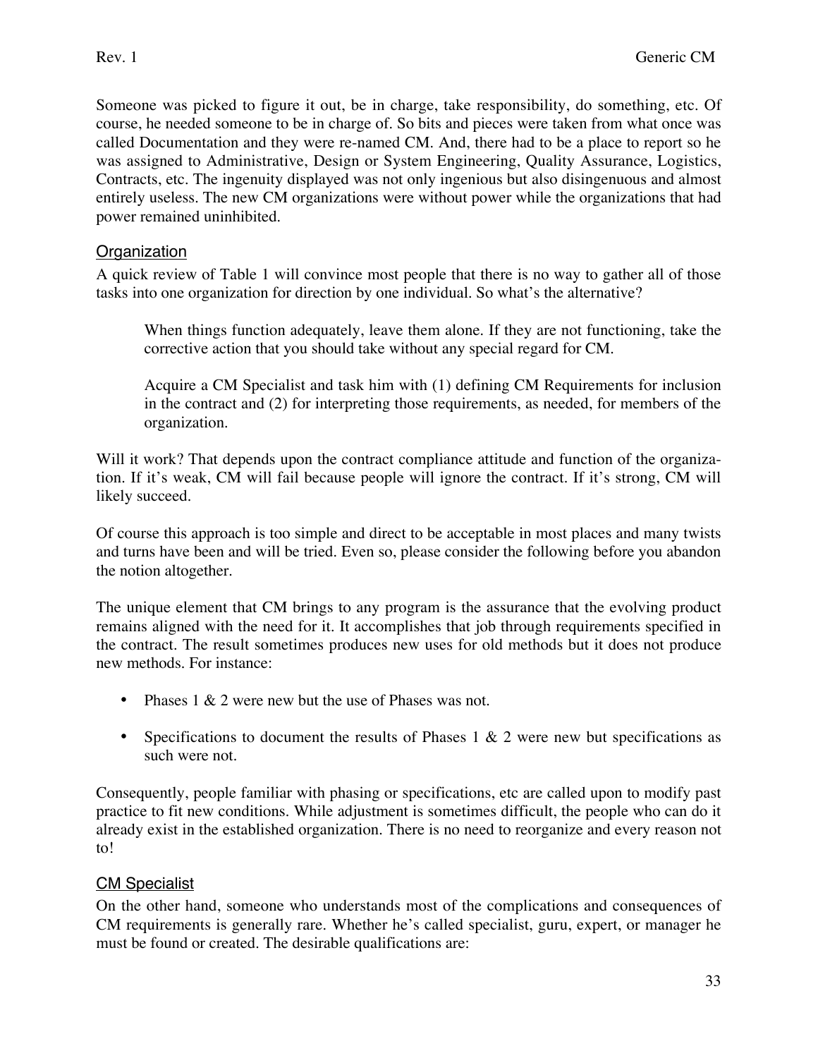Someone was picked to figure it out, be in charge, take responsibility, do something, etc. Of course, he needed someone to be in charge of. So bits and pieces were taken from what once was called Documentation and they were re-named CM. And, there had to be a place to report so he was assigned to Administrative, Design or System Engineering, Quality Assurance, Logistics, Contracts, etc. The ingenuity displayed was not only ingenious but also disingenuous and almost entirely useless. The new CM organizations were without power while the organizations that had power remained uninhibited.

## Organization

A quick review of Table 1 will convince most people that there is no way to gather all of those tasks into one organization for direction by one individual. So what's the alternative?

> When things function adequately, leave them alone. If they are not functioning, take the corrective action that you should take without any special regard for CM.
>
> Acquire a CM Specialist and task him with (1) defining CM Requirements for inclusion in the contract and (2) for interpreting those requirements, as needed, for members of the organization.

Will it work? That depends upon the contract compliance attitude and function of the organization. If it's weak, CM will fail because people will ignore the contract. If it's strong, CM will likely succeed.

Of course this approach is too simple and direct to be acceptable in most places and many twists and turns have been and will be tried. Even so, please consider the following before you abandon the notion altogether.

The unique element that CM brings to any program is the assurance that the evolving product remains aligned with the need for it. It accomplishes that job through requirements specified in the contract. The result sometimes produces new uses for old methods but it does not produce new methods. For instance:

- Phases 1 & 2 were new but the use of Phases was not.
- Specifications to document the results of Phases 1 & 2 were new but specifications as such were not.

Consequently, people familiar with phasing or specifications, etc are called upon to modify past practice to fit new conditions. While adjustment is sometimes difficult, the people who can do it already exist in the established organization. There is no need to reorganize and every reason not to!

## CM Specialist

On the other hand, someone who understands most of the complications and consequences of CM requirements is generally rare. Whether he's called specialist, guru, expert, or manager he must be found or created. The desirable qualifications are: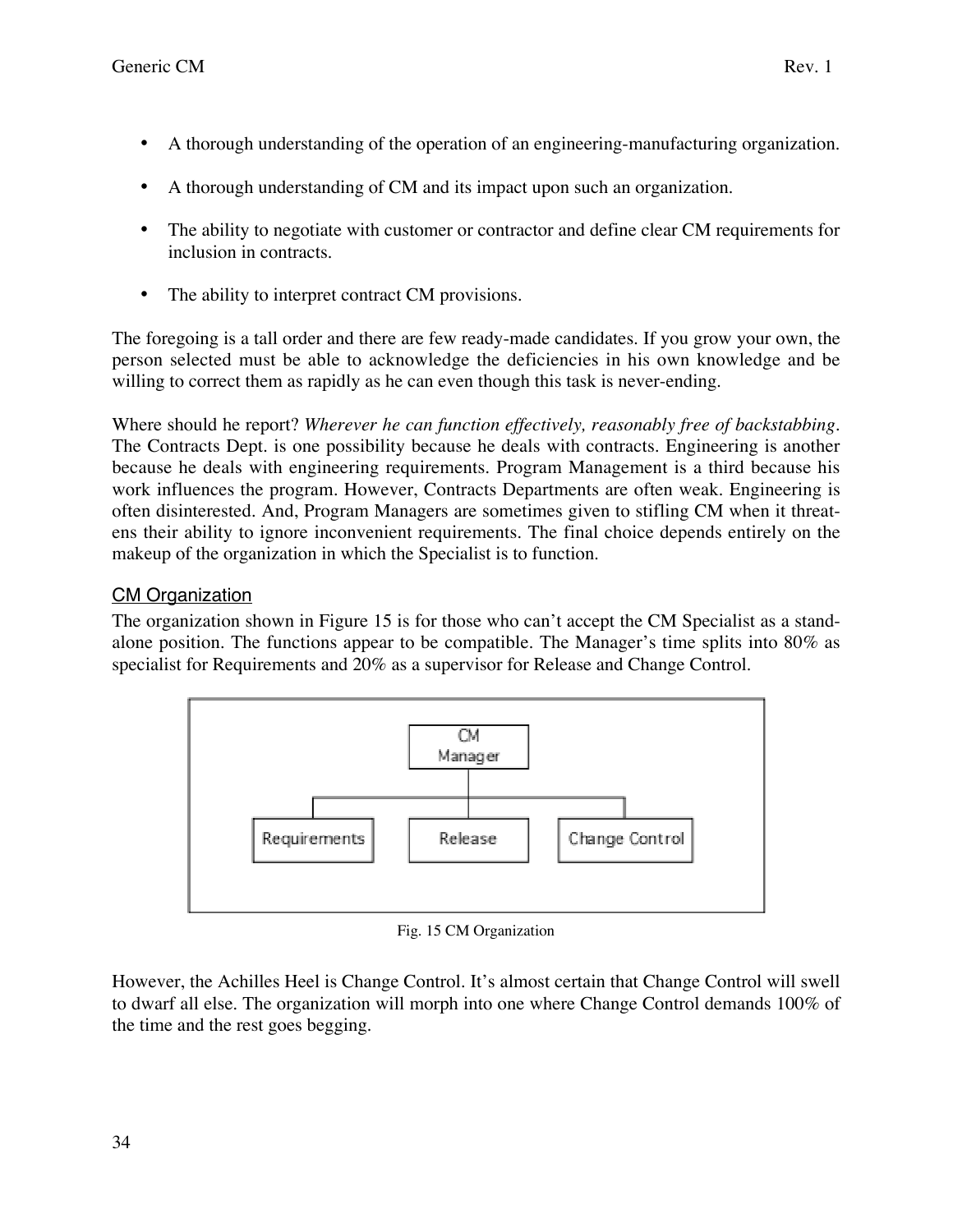- A thorough understanding of the operation of an engineering-manufacturing organization.
- A thorough understanding of CM and its impact upon such an organization.
- The ability to negotiate with customer or contractor and define clear CM requirements for inclusion in contracts.
- The ability to interpret contract CM provisions.

The foregoing is a tall order and there are few ready-made candidates. If you grow your own, the person selected must be able to acknowledge the deficiencies in his own knowledge and be willing to correct them as rapidly as he can even though this task is never-ending.

Where should he report? *Wherever he can function effectively, reasonably free of backstabbing*. The Contracts Dept. is one possibility because he deals with contracts. Engineering is another because he deals with engineering requirements. Program Management is a third because his work influences the program. However, Contracts Departments are often weak. Engineering is often disinterested. And, Program Managers are sometimes given to stifling CM when it threatens their ability to ignore inconvenient requirements. The final choice depends entirely on the makeup of the organization in which the Specialist is to function.

## CM Organization

The organization shown in Figure 15 is for those who can't accept the CM Specialist as a stand-alone position. The functions appear to be compatible. The Manager's time splits into 80% as specialist for Requirements and 20% as a supervisor for Release and Change Control.

CM Manager

Requirements | Release | Change Control

Fig. 15 CM Organization

However, the Achilles Heel is Change Control. It's almost certain that Change Control will swell to dwarf all else. The organization will morph into one where Change Control demands 100% of the time and the rest goes begging.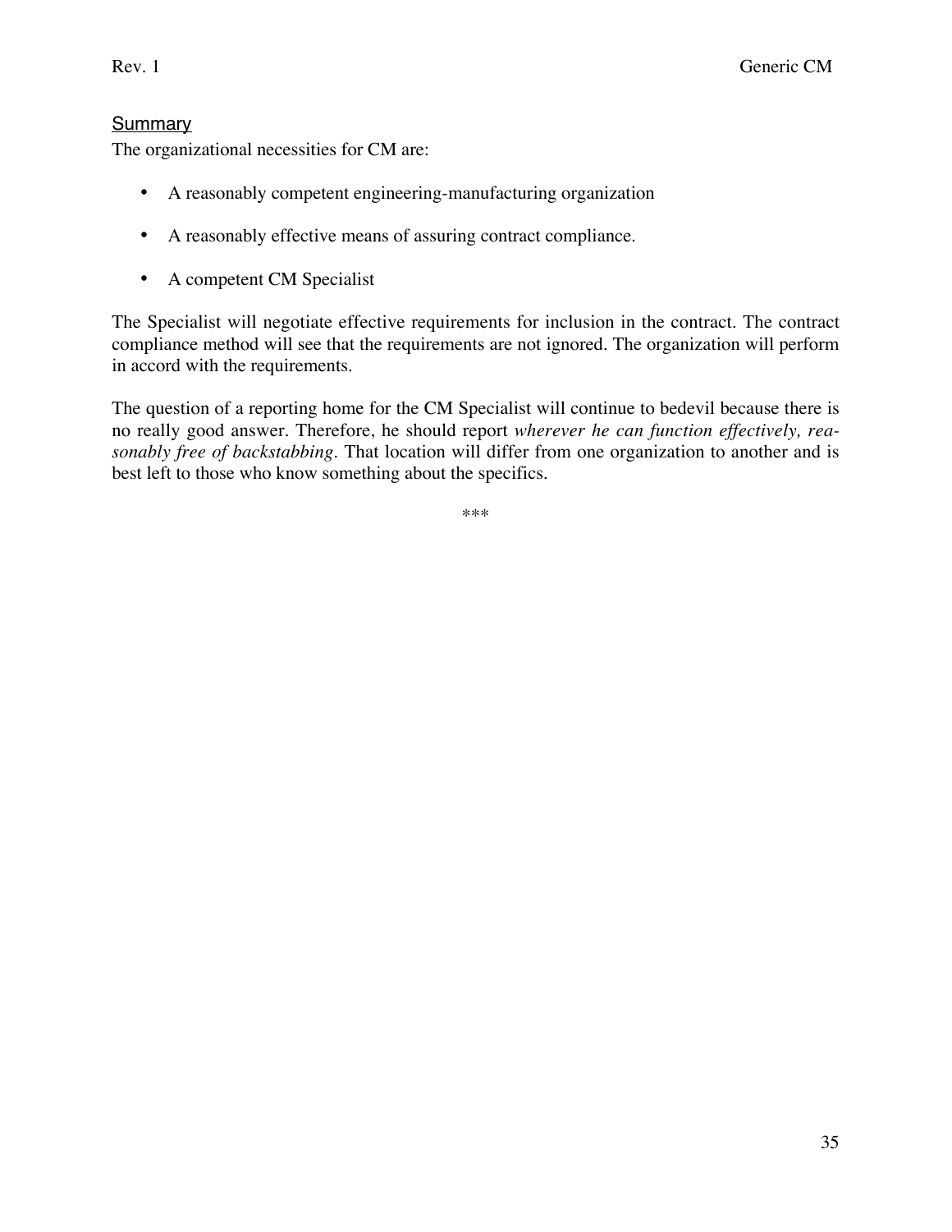## Summary

The organizational necessities for CM are:

- A reasonably competent engineering-manufacturing organization
- A reasonably effective means of assuring contract compliance.
- A competent CM Specialist

The Specialist will negotiate effective requirements for inclusion in the contract. The contract compliance method will see that the requirements are not ignored. The organization will perform in accord with the requirements.

The question of a reporting home for the CM Specialist will continue to bedevil because there is no really good answer. Therefore, he should report *wherever he can function effectively, reasonably free of backstabbing*. That location will differ from one organization to another and is best left to those who know something about the specifics.

***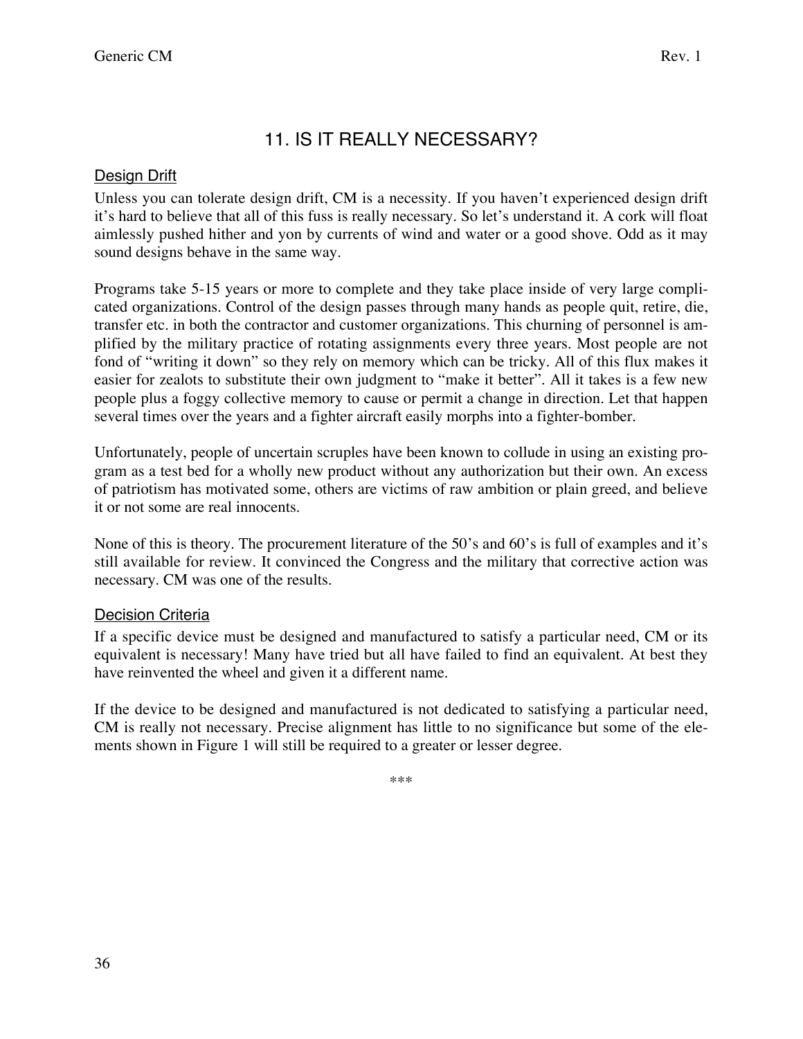# 11. IS IT REALLY NECESSARY?

## Design Drift

Unless you can tolerate design drift, CM is a necessity. If you haven't experienced design drift it's hard to believe that all of this fuss is really necessary. So let's understand it. A cork will float aimlessly pushed hither and yon by currents of wind and water or a good shove. Odd as it may sound designs behave in the same way.

Programs take 5-15 years or more to complete and they take place inside of very large complicated organizations. Control of the design passes through many hands as people quit, retire, die, transfer etc. in both the contractor and customer organizations. This churning of personnel is amplified by the military practice of rotating assignments every three years. Most people are not fond of "writing it down" so they rely on memory which can be tricky. All of this flux makes it easier for zealots to substitute their own judgment to "make it better". All it takes is a few new people plus a foggy collective memory to cause or permit a change in direction. Let that happen several times over the years and a fighter aircraft easily morphs into a fighter-bomber.

Unfortunately, people of uncertain scruples have been known to collude in using an existing program as a test bed for a wholly new product without any authorization but their own. An excess of patriotism has motivated some, others are victims of raw ambition or plain greed, and believe it or not some are real innocents.

None of this is theory. The procurement literature of the 50's and 60's is full of examples and it's still available for review. It convinced the Congress and the military that corrective action was necessary. CM was one of the results.

## Decision Criteria

If a specific device must be designed and manufactured to satisfy a particular need, CM or its equivalent is necessary! Many have tried but all have failed to find an equivalent. At best they have reinvented the wheel and given it a different name.

If the device to be designed and manufactured is not dedicated to satisfying a particular need, CM is really not necessary. Precise alignment has little to no significance but some of the elements shown in Figure 1 will still be required to a greater or lesser degree.

***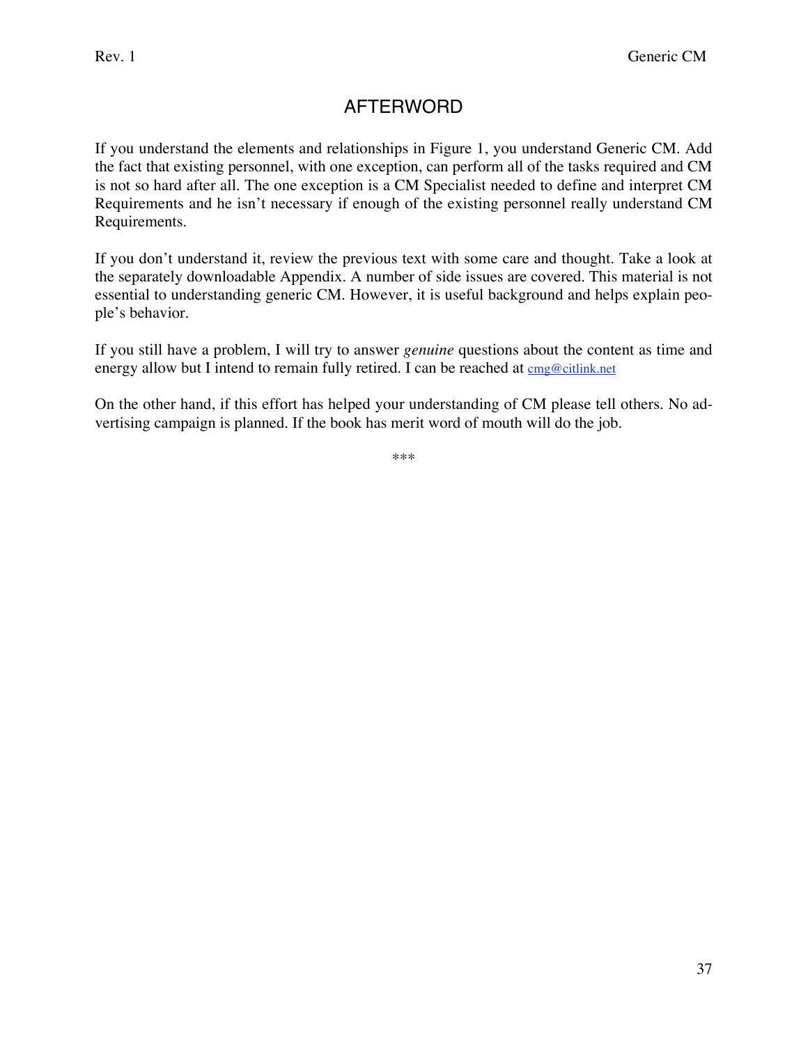# AFTERWORD

If you understand the elements and relationships in Figure 1, you understand Generic CM. Add the fact that existing personnel, with one exception, can perform all of the tasks required and CM is not so hard after all. The one exception is a CM Specialist needed to define and interpret CM Requirements and he isn't necessary if enough of the existing personnel really understand CM Requirements.

If you don't understand it, review the previous text with some care and thought. Take a look at the separately downloadable Appendix. A number of side issues are covered. This material is not essential to understanding generic CM. However, it is useful background and helps explain people's behavior.

If you still have a problem, I will try to answer *genuine* questions about the content as time and energy allow but I intend to remain fully retired. I can be reached at cmg@citlink.net

On the other hand, if this effort has helped your understanding of CM please tell others. No advertising campaign is planned. If the book has merit word of mouth will do the job.

***